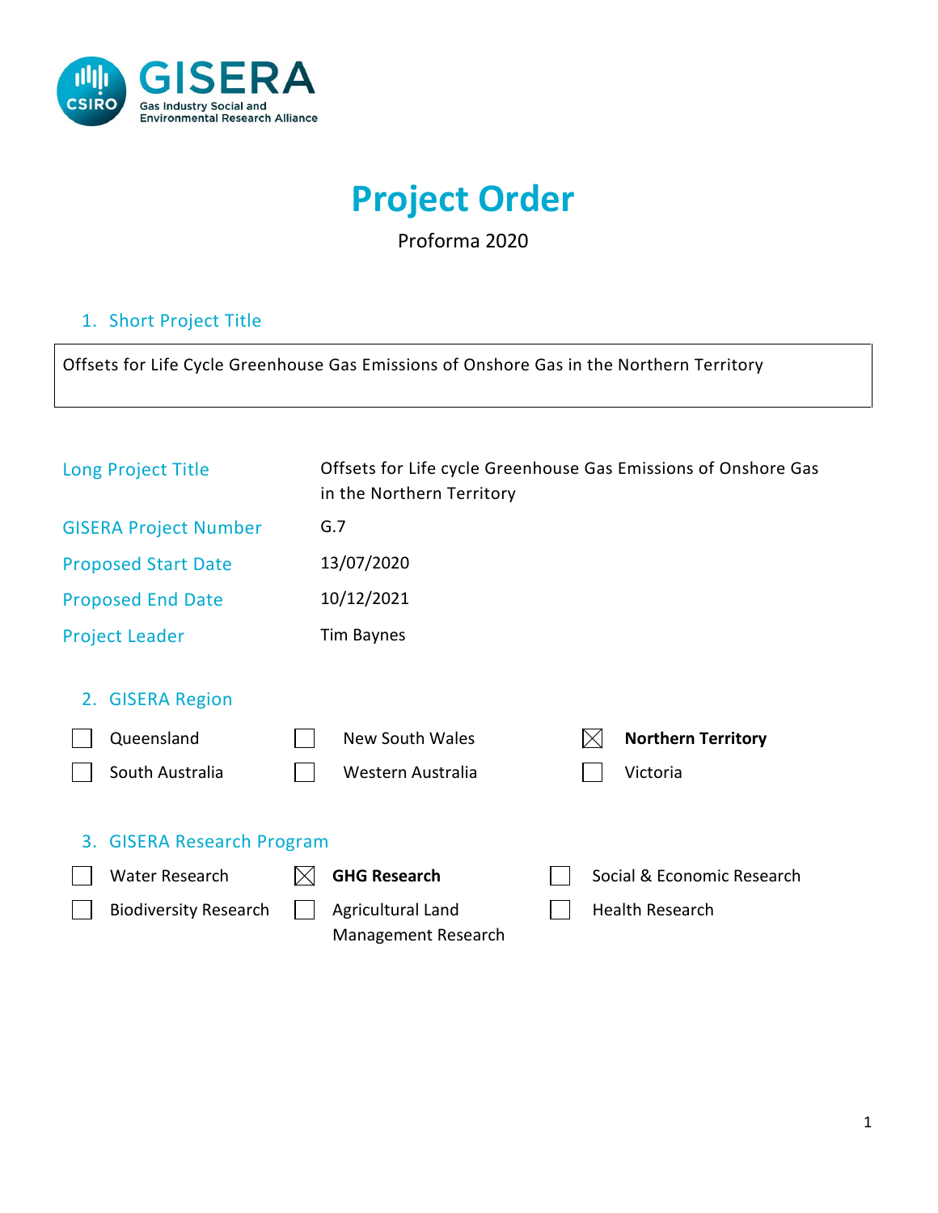GISERA

Gas Industry Social and Environmental Research Alliance

# Project Order

Proforma 2020

## 1. Short Project Title

| |
|---|
| Offsets for Life Cycle Greenhouse Gas Emissions of Onshore Gas in the Northern Territory |

| | |
|---|---|
| Long Project Title | Offsets for Life cycle Greenhouse Gas Emissions of Onshore Gas in the Northern Territory |
| GISERA Project Number | G.7 |
| Proposed Start Date | 13/07/2020 |
| Proposed End Date | 10/12/2021 |
| Project Leader | Tim Baynes |

## 2. GISERA Region

- [ ] Queensland
- [ ] New South Wales
- [x] **Northern Territory**
- [ ] South Australia
- [ ] Western Australia
- [ ] Victoria

## 3. GISERA Research Program

- [ ] Water Research
- [x] **GHG Research**
- [ ] Social & Economic Research
- [ ] Biodiversity Research
- [ ] Agricultural Land Management Research
- [ ] Health Research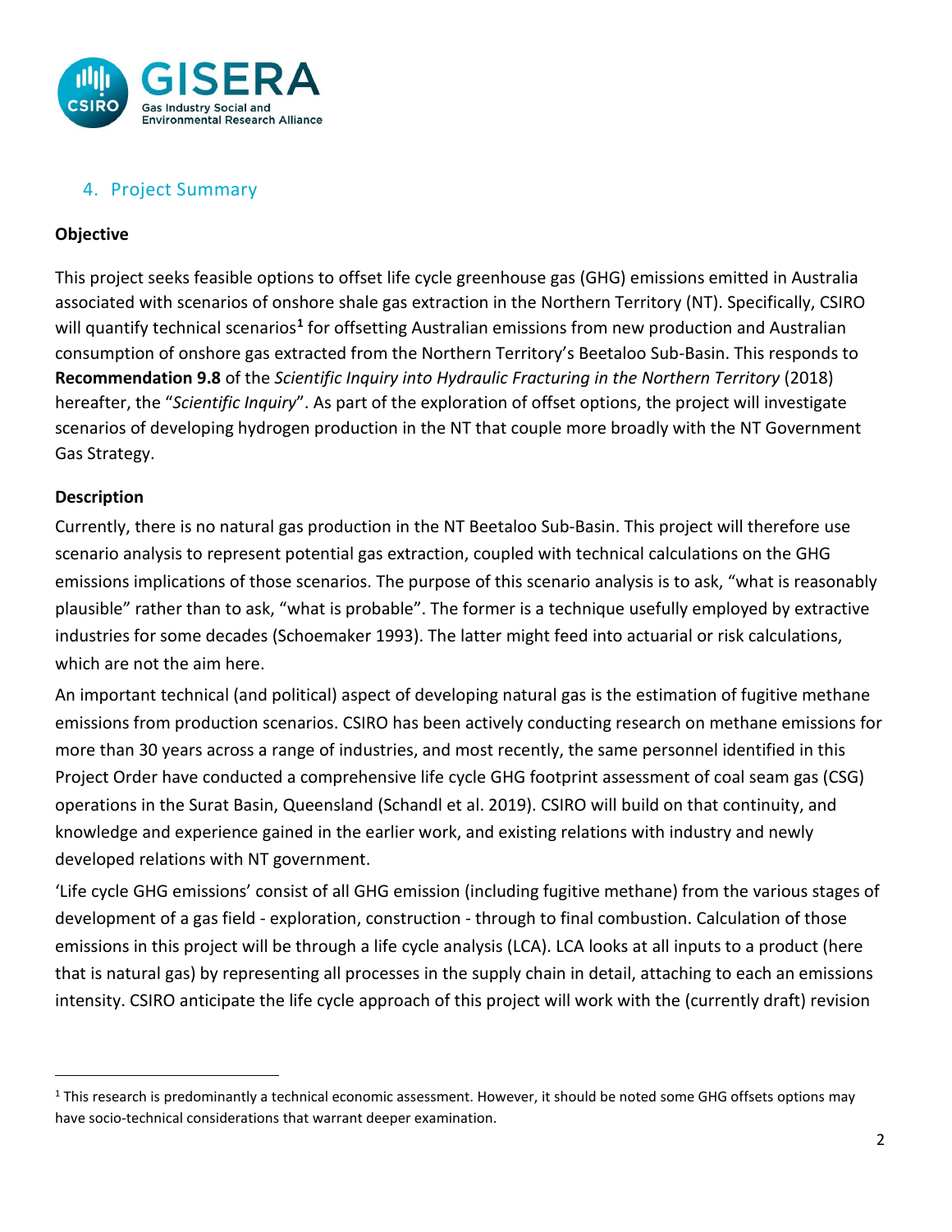## 4. Project Summary

**Objective**

This project seeks feasible options to offset life cycle greenhouse gas (GHG) emissions emitted in Australia associated with scenarios of onshore shale gas extraction in the Northern Territory (NT). Specifically, CSIRO will quantify technical scenarios[1] for offsetting Australian emissions from new production and Australian consumption of onshore gas extracted from the Northern Territory's Beetaloo Sub-Basin. This responds to **Recommendation 9.8** of the *Scientific Inquiry into Hydraulic Fracturing in the Northern Territory* (2018) hereafter, the "*Scientific Inquiry*". As part of the exploration of offset options, the project will investigate scenarios of developing hydrogen production in the NT that couple more broadly with the NT Government Gas Strategy.

**Description**

Currently, there is no natural gas production in the NT Beetaloo Sub-Basin. This project will therefore use scenario analysis to represent potential gas extraction, coupled with technical calculations on the GHG emissions implications of those scenarios. The purpose of this scenario analysis is to ask, "what is reasonably plausible" rather than to ask, "what is probable". The former is a technique usefully employed by extractive industries for some decades (Schoemaker 1993). The latter might feed into actuarial or risk calculations, which are not the aim here.

An important technical (and political) aspect of developing natural gas is the estimation of fugitive methane emissions from production scenarios. CSIRO has been actively conducting research on methane emissions for more than 30 years across a range of industries, and most recently, the same personnel identified in this Project Order have conducted a comprehensive life cycle GHG footprint assessment of coal seam gas (CSG) operations in the Surat Basin, Queensland (Schandl et al. 2019). CSIRO will build on that continuity, and knowledge and experience gained in the earlier work, and existing relations with industry and newly developed relations with NT government.

'Life cycle GHG emissions' consist of all GHG emission (including fugitive methane) from the various stages of development of a gas field - exploration, construction - through to final combustion. Calculation of those emissions in this project will be through a life cycle analysis (LCA). LCA looks at all inputs to a product (here that is natural gas) by representing all processes in the supply chain in detail, attaching to each an emissions intensity. CSIRO anticipate the life cycle approach of this project will work with the (currently draft) revision

[1] This research is predominantly a technical economic assessment. However, it should be noted some GHG offsets options may have socio-technical considerations that warrant deeper examination.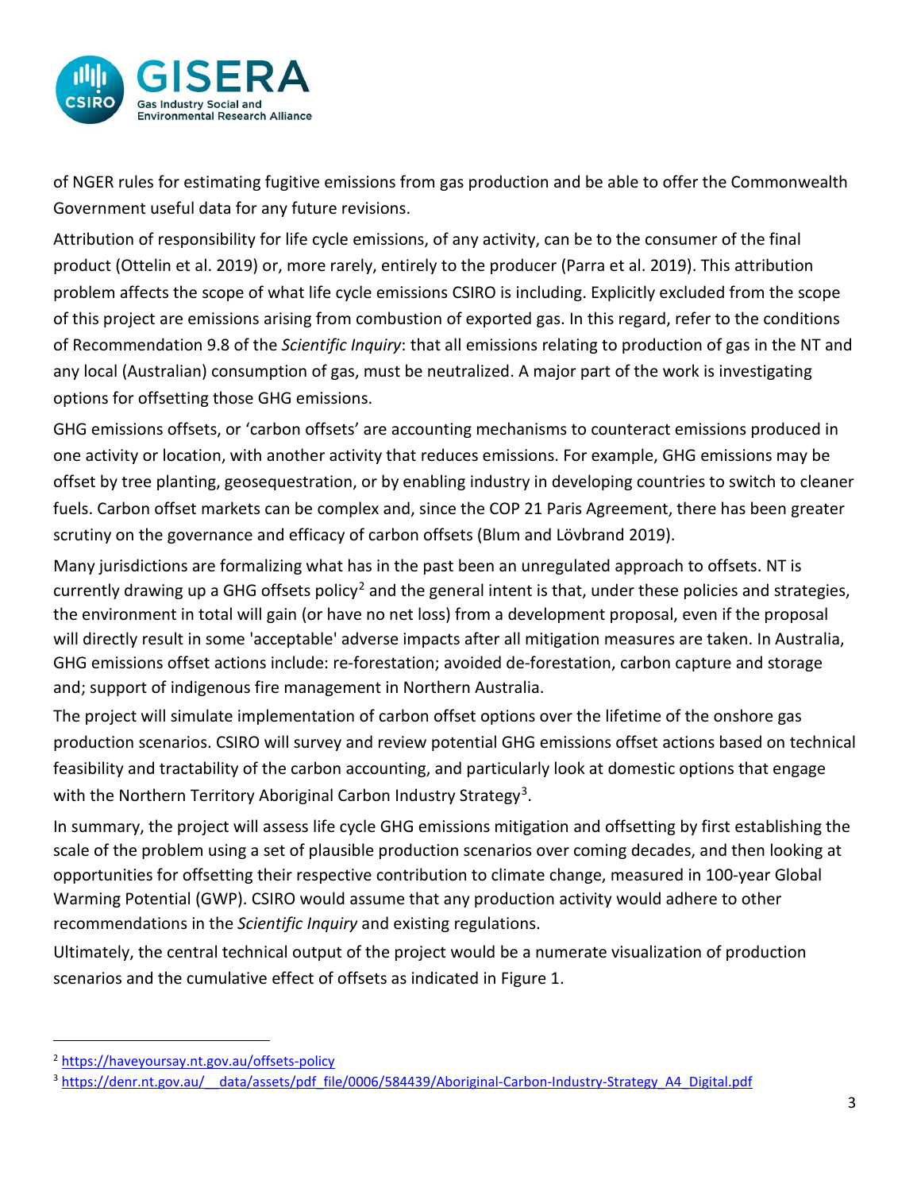of NGER rules for estimating fugitive emissions from gas production and be able to offer the Commonwealth Government useful data for any future revisions.

Attribution of responsibility for life cycle emissions, of any activity, can be to the consumer of the final product (Ottelin et al. 2019) or, more rarely, entirely to the producer (Parra et al. 2019). This attribution problem affects the scope of what life cycle emissions CSIRO is including. Explicitly excluded from the scope of this project are emissions arising from combustion of exported gas. In this regard, refer to the conditions of Recommendation 9.8 of the *Scientific Inquiry*: that all emissions relating to production of gas in the NT and any local (Australian) consumption of gas, must be neutralized. A major part of the work is investigating options for offsetting those GHG emissions.

GHG emissions offsets, or 'carbon offsets' are accounting mechanisms to counteract emissions produced in one activity or location, with another activity that reduces emissions. For example, GHG emissions may be offset by tree planting, geosequestration, or by enabling industry in developing countries to switch to cleaner fuels. Carbon offset markets can be complex and, since the COP 21 Paris Agreement, there has been greater scrutiny on the governance and efficacy of carbon offsets (Blum and Lövbrand 2019).

Many jurisdictions are formalizing what has in the past been an unregulated approach to offsets. NT is currently drawing up a GHG offsets policy[2] and the general intent is that, under these policies and strategies, the environment in total will gain (or have no net loss) from a development proposal, even if the proposal will directly result in some 'acceptable' adverse impacts after all mitigation measures are taken. In Australia, GHG emissions offset actions include: re-forestation; avoided de-forestation, carbon capture and storage and; support of indigenous fire management in Northern Australia.

The project will simulate implementation of carbon offset options over the lifetime of the onshore gas production scenarios. CSIRO will survey and review potential GHG emissions offset actions based on technical feasibility and tractability of the carbon accounting, and particularly look at domestic options that engage with the Northern Territory Aboriginal Carbon Industry Strategy[3].

In summary, the project will assess life cycle GHG emissions mitigation and offsetting by first establishing the scale of the problem using a set of plausible production scenarios over coming decades, and then looking at opportunities for offsetting their respective contribution to climate change, measured in 100-year Global Warming Potential (GWP). CSIRO would assume that any production activity would adhere to other recommendations in the *Scientific Inquiry* and existing regulations.

Ultimately, the central technical output of the project would be a numerate visualization of production scenarios and the cumulative effect of offsets as indicated in Figure 1.

---

[2] https://haveyoursay.nt.gov.au/offsets-policy

[3] https://denr.nt.gov.au/__data/assets/pdf_file/0006/584439/Aboriginal-Carbon-Industry-Strategy_A4_Digital.pdf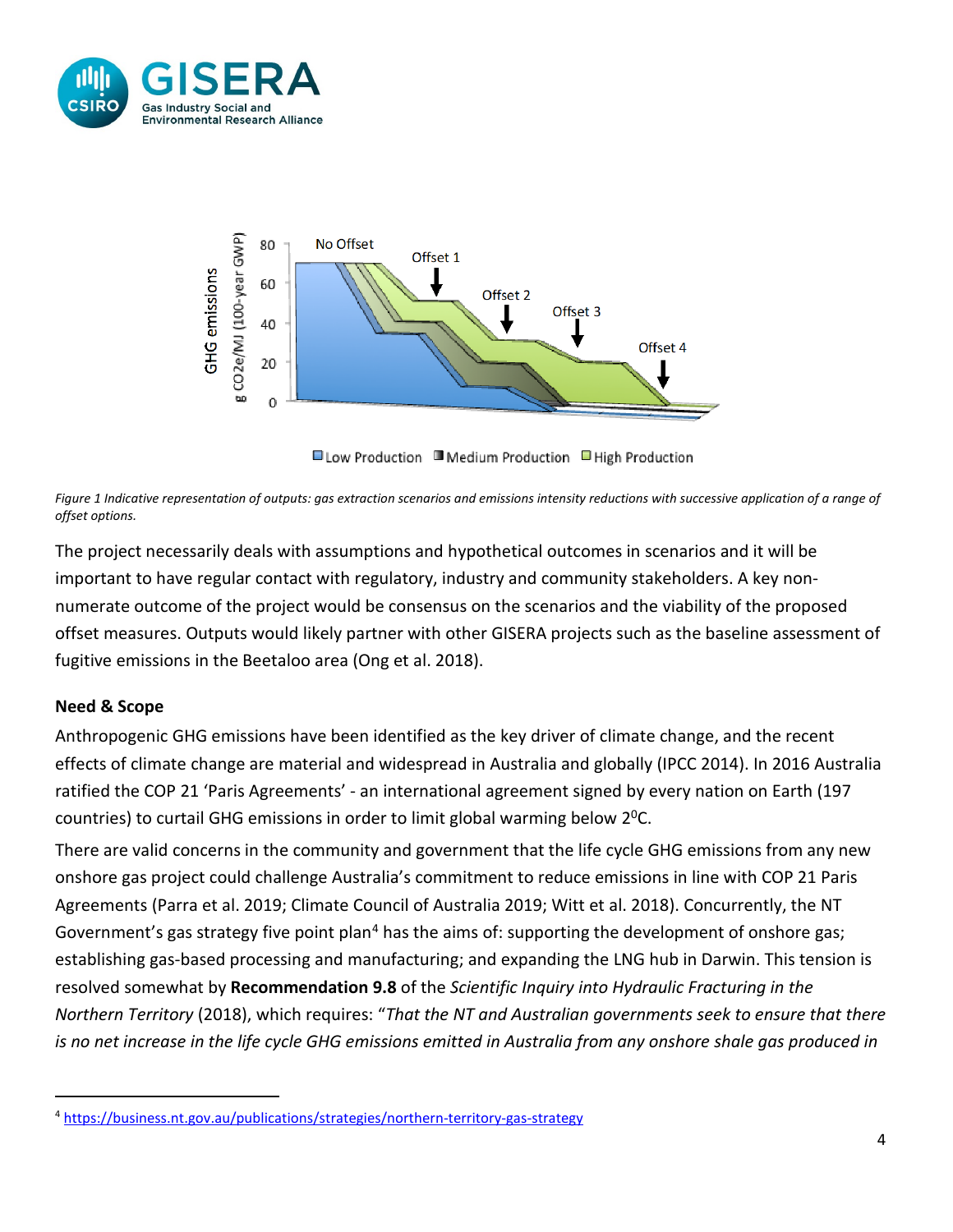GHG emissions

g CO2e/MJ (100-year GWP)

80
60
40
20
0

No Offset
Offset 1
Offset 2
Offset 3
Offset 4

Low Production
Medium Production
High Production

*Figure 1 Indicative representation of outputs: gas extraction scenarios and emissions intensity reductions with successive application of a range of offset options.*

The project necessarily deals with assumptions and hypothetical outcomes in scenarios and it will be important to have regular contact with regulatory, industry and community stakeholders. A key non-numerate outcome of the project would be consensus on the scenarios and the viability of the proposed offset measures. Outputs would likely partner with other GISERA projects such as the baseline assessment of fugitive emissions in the Beetaloo area (Ong et al. 2018).

### Need & Scope

Anthropogenic GHG emissions have been identified as the key driver of climate change, and the recent effects of climate change are material and widespread in Australia and globally (IPCC 2014). In 2016 Australia ratified the COP 21 'Paris Agreements' - an international agreement signed by every nation on Earth (197 countries) to curtail GHG emissions in order to limit global warming below $2^0$C.

There are valid concerns in the community and government that the life cycle GHG emissions from any new onshore gas project could challenge Australia's commitment to reduce emissions in line with COP 21 Paris Agreements (Parra et al. 2019; Climate Council of Australia 2019; Witt et al. 2018). Concurrently, the NT Government's gas strategy five point plan[4] has the aims of: supporting the development of onshore gas; establishing gas-based processing and manufacturing; and expanding the LNG hub in Darwin. This tension is resolved somewhat by **Recommendation 9.8** of the *Scientific Inquiry into Hydraulic Fracturing in the Northern Territory* (2018), which requires: "*That the NT and Australian governments seek to ensure that there is no net increase in the life cycle GHG emissions emitted in Australia from any onshore shale gas produced in*

[4] https://business.nt.gov.au/publications/strategies/northern-territory-gas-strategy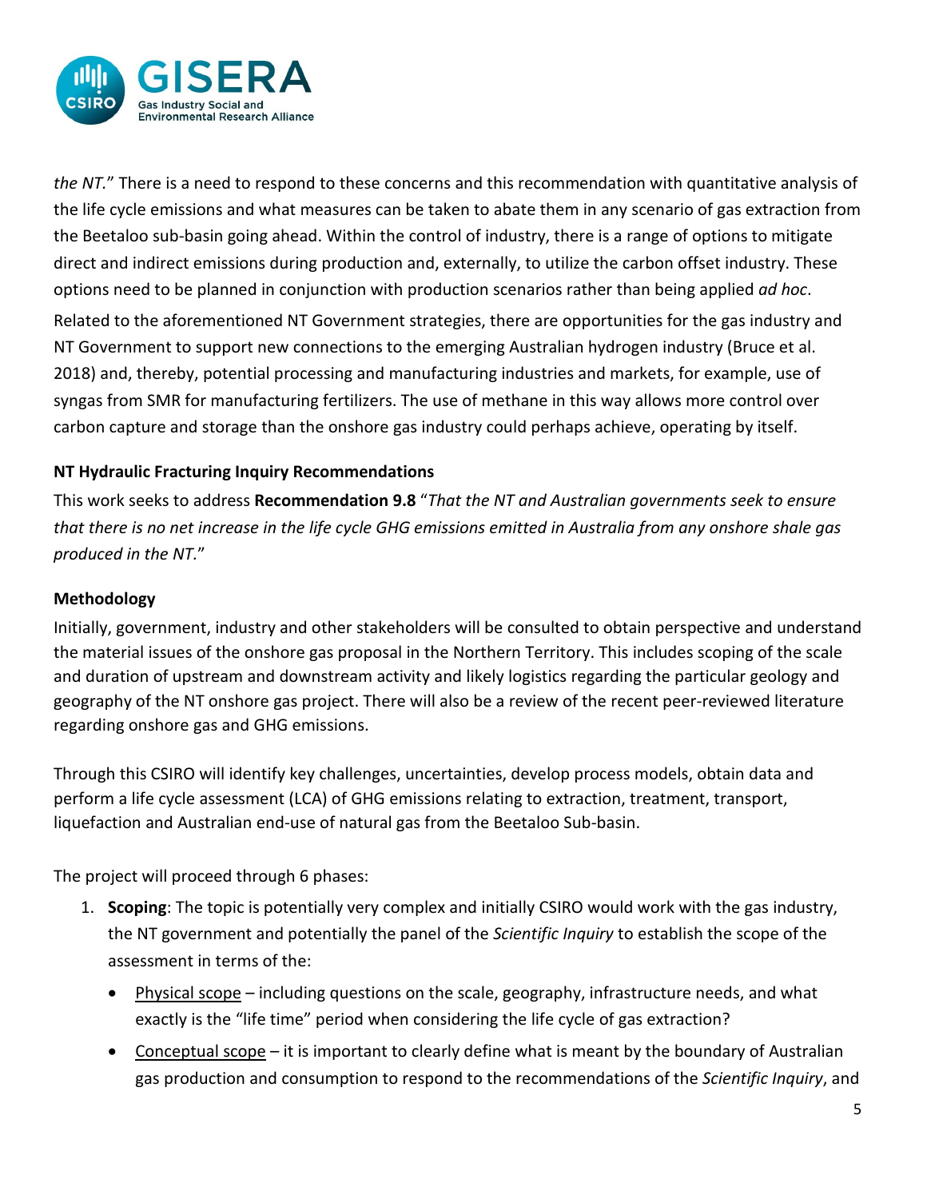*the NT.*" There is a need to respond to these concerns and this recommendation with quantitative analysis of the life cycle emissions and what measures can be taken to abate them in any scenario of gas extraction from the Beetaloo sub-basin going ahead. Within the control of industry, there is a range of options to mitigate direct and indirect emissions during production and, externally, to utilize the carbon offset industry. These options need to be planned in conjunction with production scenarios rather than being applied *ad hoc*.

Related to the aforementioned NT Government strategies, there are opportunities for the gas industry and NT Government to support new connections to the emerging Australian hydrogen industry (Bruce et al. 2018) and, thereby, potential processing and manufacturing industries and markets, for example, use of syngas from SMR for manufacturing fertilizers. The use of methane in this way allows more control over carbon capture and storage than the onshore gas industry could perhaps achieve, operating by itself.

**NT Hydraulic Fracturing Inquiry Recommendations**

This work seeks to address **Recommendation 9.8** "*That the NT and Australian governments seek to ensure that there is no net increase in the life cycle GHG emissions emitted in Australia from any onshore shale gas produced in the NT.*"

**Methodology**

Initially, government, industry and other stakeholders will be consulted to obtain perspective and understand the material issues of the onshore gas proposal in the Northern Territory. This includes scoping of the scale and duration of upstream and downstream activity and likely logistics regarding the particular geology and geography of the NT onshore gas project. There will also be a review of the recent peer-reviewed literature regarding onshore gas and GHG emissions.

Through this CSIRO will identify key challenges, uncertainties, develop process models, obtain data and perform a life cycle assessment (LCA) of GHG emissions relating to extraction, treatment, transport, liquefaction and Australian end-use of natural gas from the Beetaloo Sub-basin.

The project will proceed through 6 phases:

1. **Scoping**: The topic is potentially very complex and initially CSIRO would work with the gas industry, the NT government and potentially the panel of the *Scientific Inquiry* to establish the scope of the assessment in terms of the:
   - Physical scope – including questions on the scale, geography, infrastructure needs, and what exactly is the "life time" period when considering the life cycle of gas extraction?
   - Conceptual scope – it is important to clearly define what is meant by the boundary of Australian gas production and consumption to respond to the recommendations of the *Scientific Inquiry*, and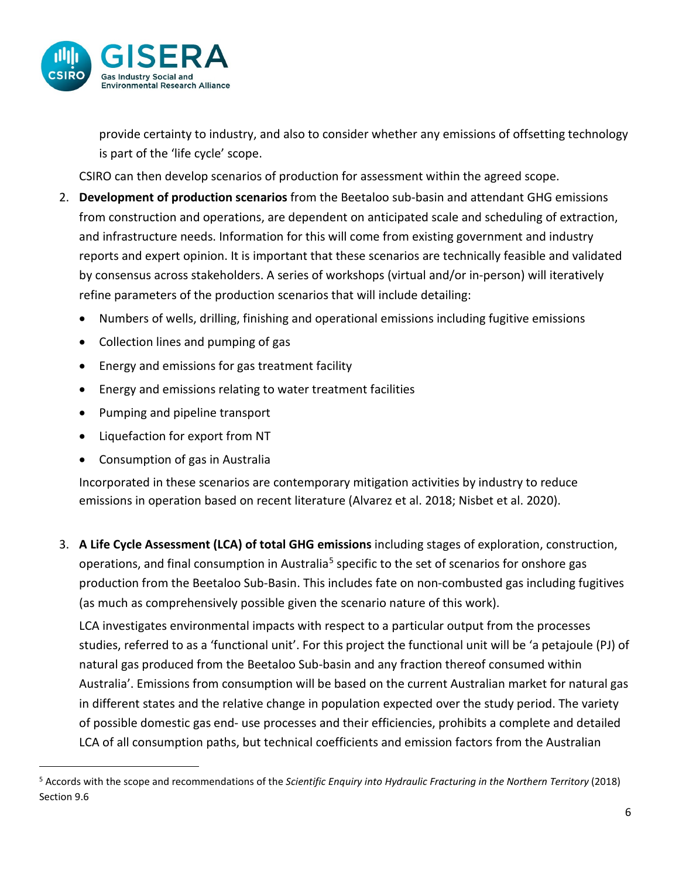provide certainty to industry, and also to consider whether any emissions of offsetting technology is part of the 'life cycle' scope.

CSIRO can then develop scenarios of production for assessment within the agreed scope.

2. **Development of production scenarios** from the Beetaloo sub-basin and attendant GHG emissions from construction and operations, are dependent on anticipated scale and scheduling of extraction, and infrastructure needs. Information for this will come from existing government and industry reports and expert opinion. It is important that these scenarios are technically feasible and validated by consensus across stakeholders. A series of workshops (virtual and/or in-person) will iteratively refine parameters of the production scenarios that will include detailing:

   - Numbers of wells, drilling, finishing and operational emissions including fugitive emissions
   - Collection lines and pumping of gas
   - Energy and emissions for gas treatment facility
   - Energy and emissions relating to water treatment facilities
   - Pumping and pipeline transport
   - Liquefaction for export from NT
   - Consumption of gas in Australia

   Incorporated in these scenarios are contemporary mitigation activities by industry to reduce emissions in operation based on recent literature (Alvarez et al. 2018; Nisbet et al. 2020).

3. **A Life Cycle Assessment (LCA) of total GHG emissions** including stages of exploration, construction, operations, and final consumption in Australia[5] specific to the set of scenarios for onshore gas production from the Beetaloo Sub-Basin. This includes fate on non-combusted gas including fugitives (as much as comprehensively possible given the scenario nature of this work).

   LCA investigates environmental impacts with respect to a particular output from the processes studies, referred to as a 'functional unit'. For this project the functional unit will be 'a petajoule (PJ) of natural gas produced from the Beetaloo Sub-basin and any fraction thereof consumed within Australia'. Emissions from consumption will be based on the current Australian market for natural gas in different states and the relative change in population expected over the study period. The variety of possible domestic gas end- use processes and their efficiencies, prohibits a complete and detailed LCA of all consumption paths, but technical coefficients and emission factors from the Australian

[5] Accords with the scope and recommendations of the *Scientific Enquiry into Hydraulic Fracturing in the Northern Territory* (2018) Section 9.6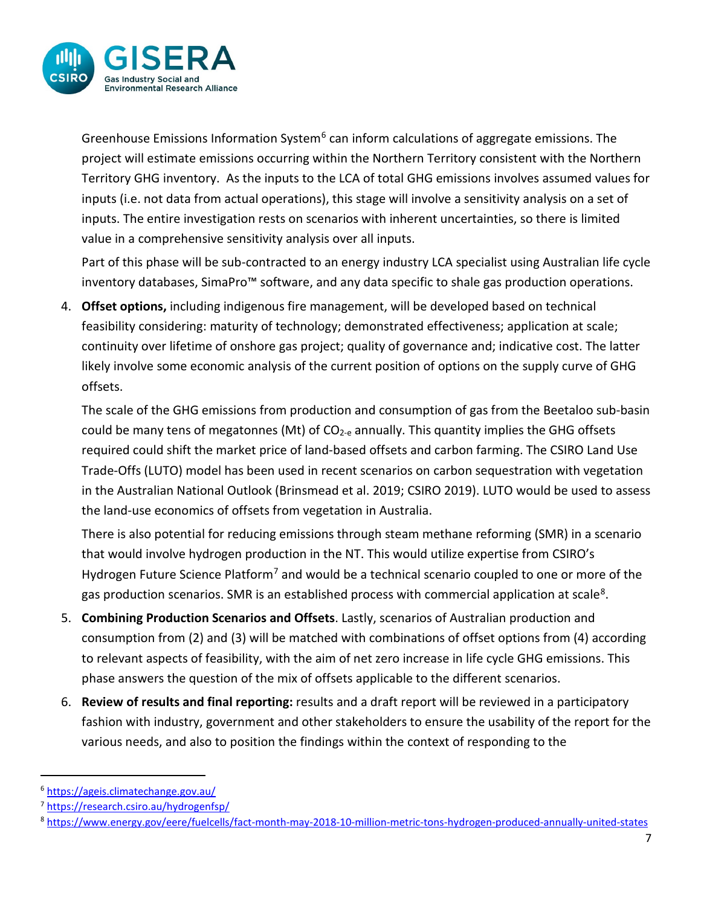Greenhouse Emissions Information System[6] can inform calculations of aggregate emissions. The project will estimate emissions occurring within the Northern Territory consistent with the Northern Territory GHG inventory. As the inputs to the LCA of total GHG emissions involves assumed values for inputs (i.e. not data from actual operations), this stage will involve a sensitivity analysis on a set of inputs. The entire investigation rests on scenarios with inherent uncertainties, so there is limited value in a comprehensive sensitivity analysis over all inputs.

Part of this phase will be sub-contracted to an energy industry LCA specialist using Australian life cycle inventory databases, SimaPro™ software, and any data specific to shale gas production operations.

4. **Offset options,** including indigenous fire management, will be developed based on technical feasibility considering: maturity of technology; demonstrated effectiveness; application at scale; continuity over lifetime of onshore gas project; quality of governance and; indicative cost. The latter likely involve some economic analysis of the current position of options on the supply curve of GHG offsets.

   The scale of the GHG emissions from production and consumption of gas from the Beetaloo sub-basin could be many tens of megatonnes (Mt) of $CO_{2\text{-}e}$ annually. This quantity implies the GHG offsets required could shift the market price of land-based offsets and carbon farming. The CSIRO Land Use Trade-Offs (LUTO) model has been used in recent scenarios on carbon sequestration with vegetation in the Australian National Outlook (Brinsmead et al. 2019; CSIRO 2019). LUTO would be used to assess the land-use economics of offsets from vegetation in Australia.

   There is also potential for reducing emissions through steam methane reforming (SMR) in a scenario that would involve hydrogen production in the NT. This would utilize expertise from CSIRO's Hydrogen Future Science Platform[7] and would be a technical scenario coupled to one or more of the gas production scenarios. SMR is an established process with commercial application at scale[8].

5. **Combining Production Scenarios and Offsets**. Lastly, scenarios of Australian production and consumption from (2) and (3) will be matched with combinations of offset options from (4) according to relevant aspects of feasibility, with the aim of net zero increase in life cycle GHG emissions. This phase answers the question of the mix of offsets applicable to the different scenarios.

6. **Review of results and final reporting:** results and a draft report will be reviewed in a participatory fashion with industry, government and other stakeholders to ensure the usability of the report for the various needs, and also to position the findings within the context of responding to the

---

[6] https://ageis.climatechange.gov.au/

[7] https://research.csiro.au/hydrogenfsp/

[8] https://www.energy.gov/eere/fuelcells/fact-month-may-2018-10-million-metric-tons-hydrogen-produced-annually-united-states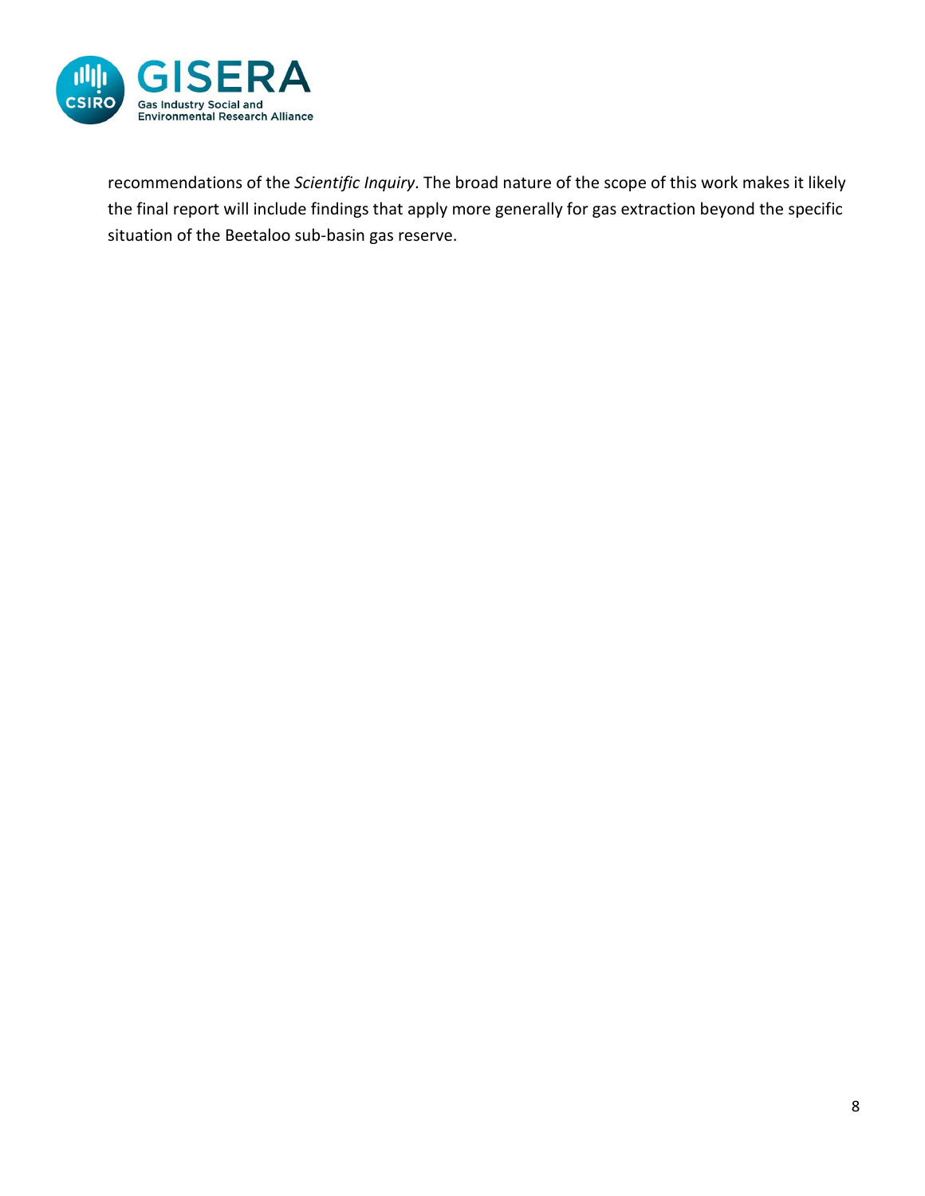recommendations of the *Scientific Inquiry*. The broad nature of the scope of this work makes it likely the final report will include findings that apply more generally for gas extraction beyond the specific situation of the Beetaloo sub-basin gas reserve.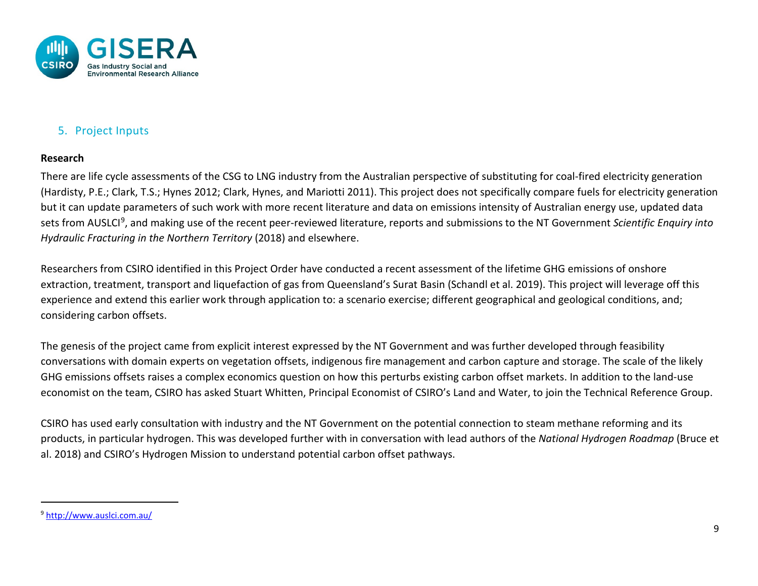## 5. Project Inputs

**Research**

There are life cycle assessments of the CSG to LNG industry from the Australian perspective of substituting for coal-fired electricity generation (Hardisty, P.E.; Clark, T.S.; Hynes 2012; Clark, Hynes, and Mariotti 2011). This project does not specifically compare fuels for electricity generation but it can update parameters of such work with more recent literature and data on emissions intensity of Australian energy use, updated data sets from AUSLCI[9], and making use of the recent peer-reviewed literature, reports and submissions to the NT Government *Scientific Enquiry into Hydraulic Fracturing in the Northern Territory* (2018) and elsewhere.

Researchers from CSIRO identified in this Project Order have conducted a recent assessment of the lifetime GHG emissions of onshore extraction, treatment, transport and liquefaction of gas from Queensland's Surat Basin (Schandl et al. 2019). This project will leverage off this experience and extend this earlier work through application to: a scenario exercise; different geographical and geological conditions, and; considering carbon offsets.

The genesis of the project came from explicit interest expressed by the NT Government and was further developed through feasibility conversations with domain experts on vegetation offsets, indigenous fire management and carbon capture and storage. The scale of the likely GHG emissions offsets raises a complex economics question on how this perturbs existing carbon offset markets. In addition to the land-use economist on the team, CSIRO has asked Stuart Whitten, Principal Economist of CSIRO's Land and Water, to join the Technical Reference Group.

CSIRO has used early consultation with industry and the NT Government on the potential connection to steam methane reforming and its products, in particular hydrogen. This was developed further with in conversation with lead authors of the *National Hydrogen Roadmap* (Bruce et al. 2018) and CSIRO's Hydrogen Mission to understand potential carbon offset pathways.

[9] http://www.auslci.com.au/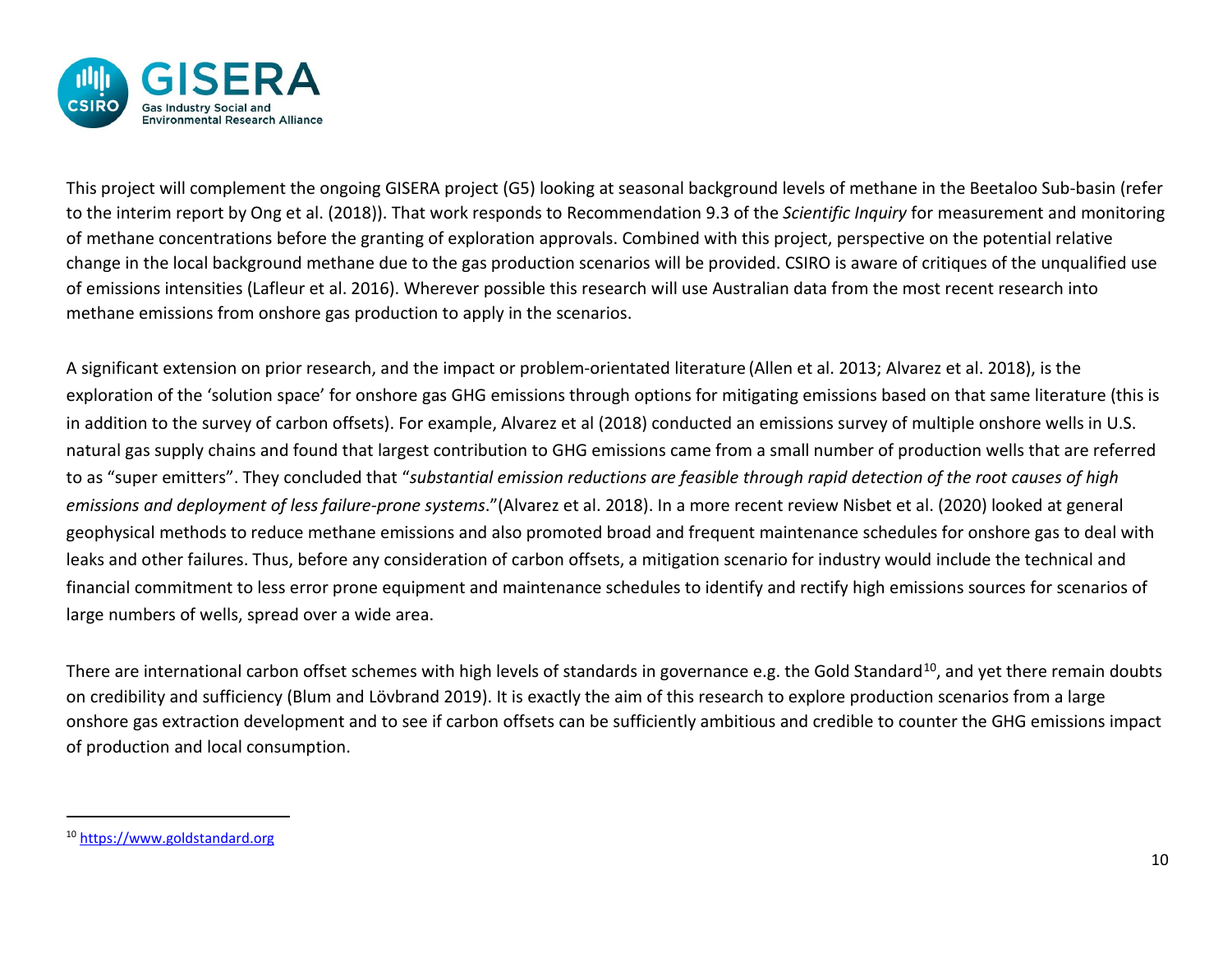This project will complement the ongoing GISERA project (G5) looking at seasonal background levels of methane in the Beetaloo Sub-basin (refer to the interim report by Ong et al. (2018)). That work responds to Recommendation 9.3 of the *Scientific Inquiry* for measurement and monitoring of methane concentrations before the granting of exploration approvals. Combined with this project, perspective on the potential relative change in the local background methane due to the gas production scenarios will be provided. CSIRO is aware of critiques of the unqualified use of emissions intensities (Lafleur et al. 2016). Wherever possible this research will use Australian data from the most recent research into methane emissions from onshore gas production to apply in the scenarios.

A significant extension on prior research, and the impact or problem-orientated literature (Allen et al. 2013; Alvarez et al. 2018), is the exploration of the 'solution space' for onshore gas GHG emissions through options for mitigating emissions based on that same literature (this is in addition to the survey of carbon offsets). For example, Alvarez et al (2018) conducted an emissions survey of multiple onshore wells in U.S. natural gas supply chains and found that largest contribution to GHG emissions came from a small number of production wells that are referred to as "super emitters". They concluded that "*substantial emission reductions are feasible through rapid detection of the root causes of high emissions and deployment of less failure-prone systems*."(Alvarez et al. 2018). In a more recent review Nisbet et al. (2020) looked at general geophysical methods to reduce methane emissions and also promoted broad and frequent maintenance schedules for onshore gas to deal with leaks and other failures. Thus, before any consideration of carbon offsets, a mitigation scenario for industry would include the technical and financial commitment to less error prone equipment and maintenance schedules to identify and rectify high emissions sources for scenarios of large numbers of wells, spread over a wide area.

There are international carbon offset schemes with high levels of standards in governance e.g. the Gold Standard[10], and yet there remain doubts on credibility and sufficiency (Blum and Lövbrand 2019). It is exactly the aim of this research to explore production scenarios from a large onshore gas extraction development and to see if carbon offsets can be sufficiently ambitious and credible to counter the GHG emissions impact of production and local consumption.

[10] https://www.goldstandard.org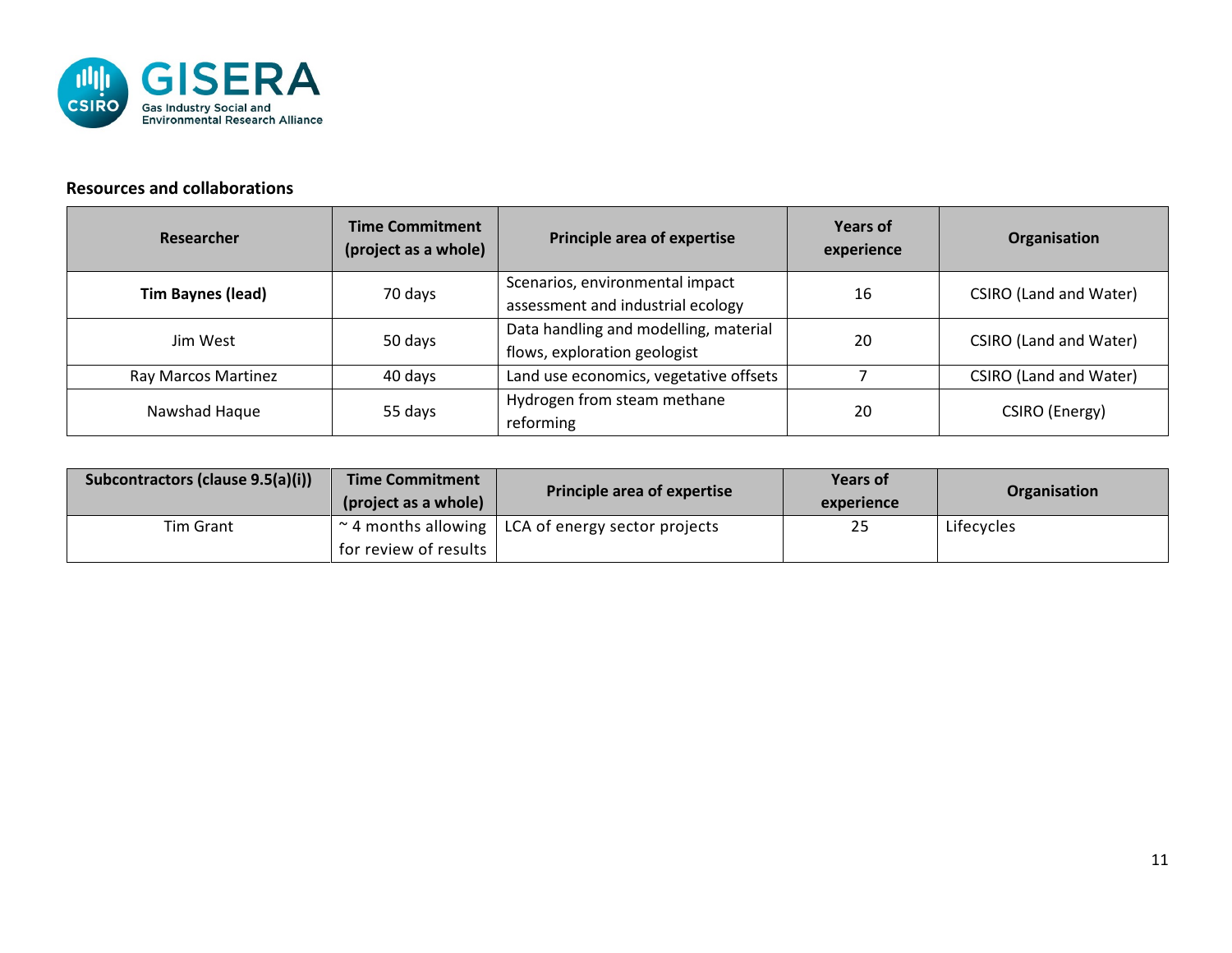**Resources and collaborations**

| Researcher | Time Commitment (project as a whole) | Principle area of expertise | Years of experience | Organisation |
|---|---|---|---|---|
| **Tim Baynes (lead)** | 70 days | Scenarios, environmental impact assessment and industrial ecology | 16 | CSIRO (Land and Water) |
| Jim West | 50 days | Data handling and modelling, material flows, exploration geologist | 20 | CSIRO (Land and Water) |
| Ray Marcos Martinez | 40 days | Land use economics, vegetative offsets | 7 | CSIRO (Land and Water) |
| Nawshad Haque | 55 days | Hydrogen from steam methane reforming | 20 | CSIRO (Energy) |

| Subcontractors (clause 9.5(a)(i)) | Time Commitment (project as a whole) | Principle area of expertise | Years of experience | Organisation |
|---|---|---|---|---|
| Tim Grant | ~ 4 months allowing for review of results | LCA of energy sector projects | 25 | Lifecycles |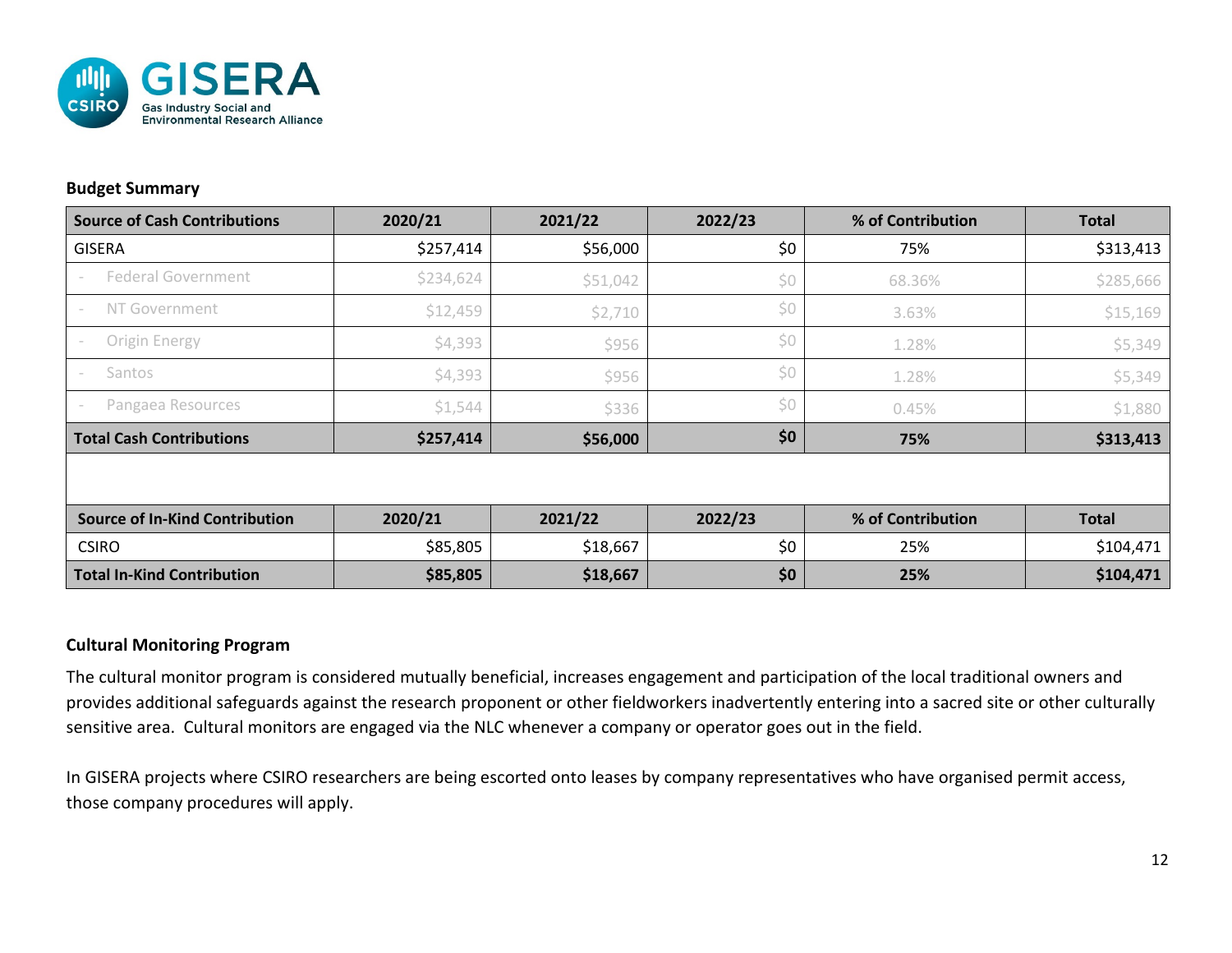**Budget Summary**

| Source of Cash Contributions | 2020/21 | 2021/22 | 2022/23 | % of Contribution | Total |
|---|---|---|---|---|---|
| GISERA | $257,414 | $56,000 | $0 | 75% | $313,413 |
| - Federal Government | $234,624 | $51,042 | $0 | 68.36% | $285,666 |
| - NT Government | $12,459 | $2,710 | $0 | 3.63% | $15,169 |
| - Origin Energy | $4,393 | $956 | $0 | 1.28% | $5,349 |
| - Santos | $4,393 | $956 | $0 | 1.28% | $5,349 |
| - Pangaea Resources | $1,544 | $336 | $0 | 0.45% | $1,880 |
| **Total Cash Contributions** | **$257,414** | **$56,000** | **$0** | **75%** | **$313,413** |

| Source of In-Kind Contribution | 2020/21 | 2021/22 | 2022/23 | % of Contribution | Total |
|---|---|---|---|---|---|
| CSIRO | $85,805 | $18,667 | $0 | 25% | $104,471 |
| **Total In-Kind Contribution** | **$85,805** | **$18,667** | **$0** | **25%** | **$104,471** |

**Cultural Monitoring Program**

The cultural monitor program is considered mutually beneficial, increases engagement and participation of the local traditional owners and provides additional safeguards against the research proponent or other fieldworkers inadvertently entering into a sacred site or other culturally sensitive area. Cultural monitors are engaged via the NLC whenever a company or operator goes out in the field.

In GISERA projects where CSIRO researchers are being escorted onto leases by company representatives who have organised permit access, those company procedures will apply.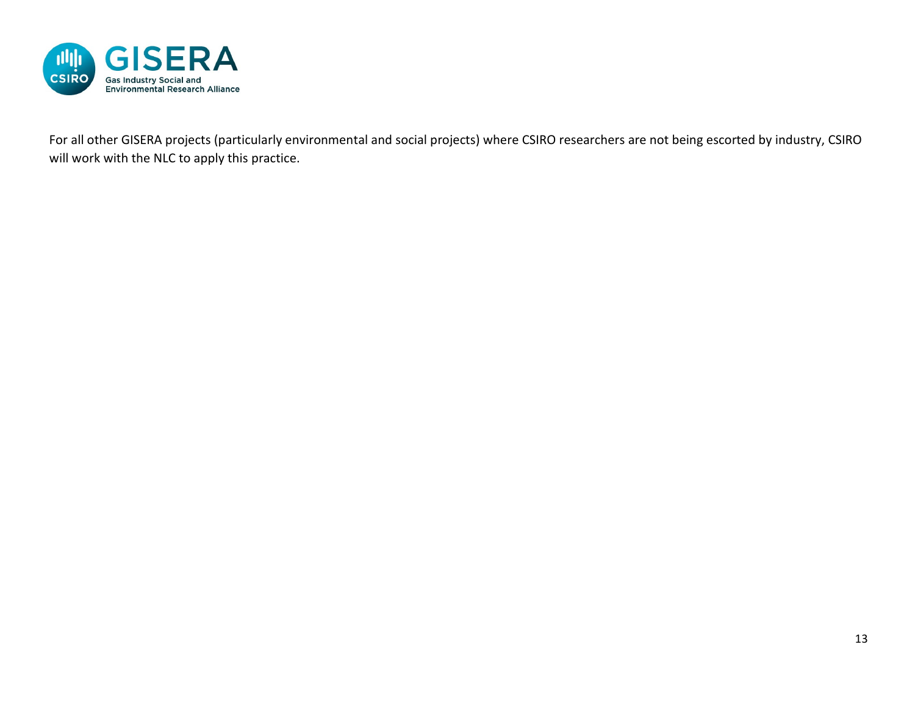For all other GISERA projects (particularly environmental and social projects) where CSIRO researchers are not being escorted by industry, CSIRO will work with the NLC to apply this practice.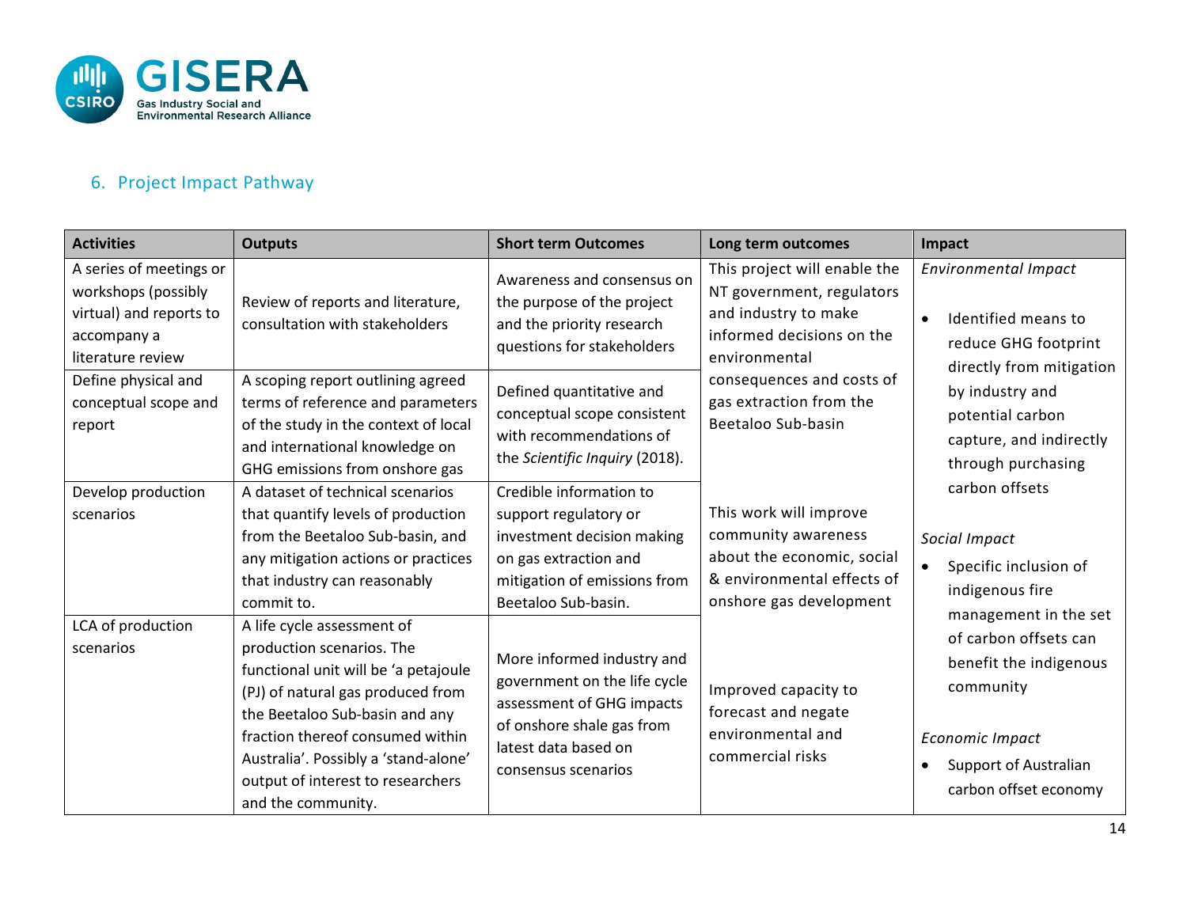## 6. Project Impact Pathway

| Activities | Outputs | Short term Outcomes | Long term outcomes | Impact |
|---|---|---|---|---|
| A series of meetings or workshops (possibly virtual) and reports to accompany a literature review | Review of reports and literature, consultation with stakeholders | Awareness and consensus on the purpose of the project and the priority research questions for stakeholders | This project will enable the NT government, regulators and industry to make informed decisions on the environmental consequences and costs of gas extraction from the Beetaloo Sub-basin<br><br>This work will improve community awareness about the economic, social & environmental effects of onshore gas development<br><br>Improved capacity to forecast and negate environmental and commercial risks | *Environmental Impact*<br><br>• Identified means to reduce GHG footprint directly from mitigation by industry and potential carbon capture, and indirectly through purchasing carbon offsets<br><br>*Social Impact*<br>• Specific inclusion of indigenous fire management in the set of carbon offsets can benefit the indigenous community<br><br>*Economic Impact*<br>• Support of Australian carbon offset economy |
| Define physical and conceptual scope and report | A scoping report outlining agreed terms of reference and parameters of the study in the context of local and international knowledge on GHG emissions from onshore gas | Defined quantitative and conceptual scope consistent with recommendations of the *Scientific Inquiry* (2018). | | |
| Develop production scenarios | A dataset of technical scenarios that quantify levels of production from the Beetaloo Sub-basin, and any mitigation actions or practices that industry can reasonably commit to. | Credible information to support regulatory or investment decision making on gas extraction and mitigation of emissions from Beetaloo Sub-basin. | | |
| LCA of production scenarios | A life cycle assessment of production scenarios. The functional unit will be 'a petajoule (PJ) of natural gas produced from the Beetaloo Sub-basin and any fraction thereof consumed within Australia'. Possibly a 'stand-alone' output of interest to researchers and the community. | More informed industry and government on the life cycle assessment of GHG impacts of onshore shale gas from latest data based on consensus scenarios | | |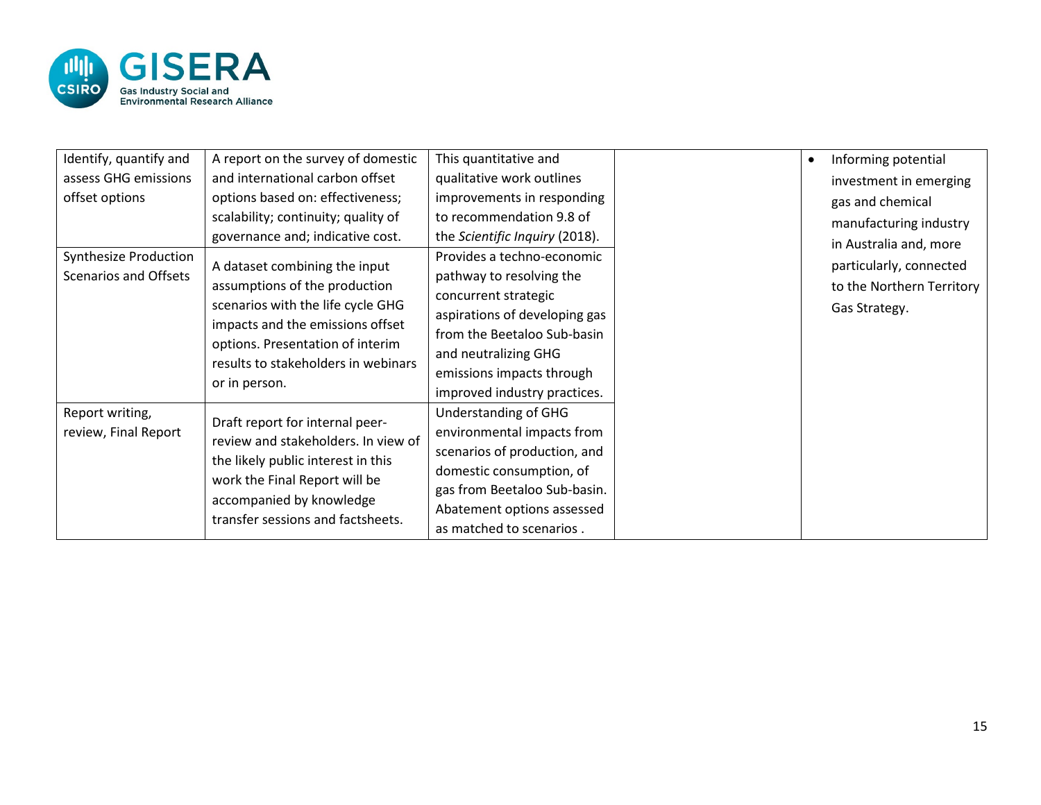| | | | | |
|---|---|---|---|---|
| Identify, quantify and assess GHG emissions offset options | A report on the survey of domestic and international carbon offset options based on: effectiveness; scalability; continuity; quality of governance and; indicative cost. | This quantitative and qualitative work outlines improvements in responding to recommendation 9.8 of the *Scientific Inquiry* (2018). | | • Informing potential investment in emerging gas and chemical manufacturing industry in Australia and, more particularly, connected to the Northern Territory Gas Strategy. |
| Synthesize Production Scenarios and Offsets | A dataset combining the input assumptions of the production scenarios with the life cycle GHG impacts and the emissions offset options. Presentation of interim results to stakeholders in webinars or in person. | Provides a techno-economic pathway to resolving the concurrent strategic aspirations of developing gas from the Beetaloo Sub-basin and neutralizing GHG emissions impacts through improved industry practices. | | |
| Report writing, review, Final Report | Draft report for internal peer-review and stakeholders. In view of the likely public interest in this work the Final Report will be accompanied by knowledge transfer sessions and factsheets. | Understanding of GHG environmental impacts from scenarios of production, and domestic consumption, of gas from Beetaloo Sub-basin. Abatement options assessed as matched to scenarios . | | |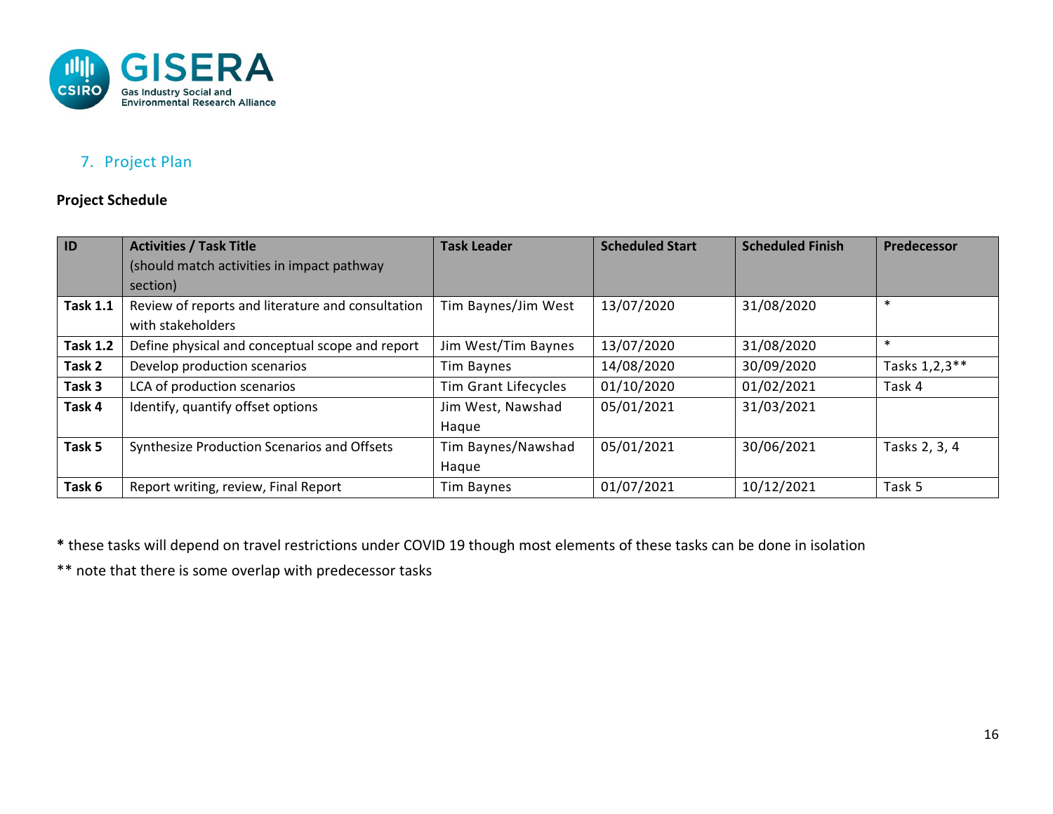## 7. Project Plan

**Project Schedule**

| ID | Activities / Task Title (should match activities in impact pathway section) | Task Leader | Scheduled Start | Scheduled Finish | Predecessor |
|---|---|---|---|---|---|
| **Task 1.1** | Review of reports and literature and consultation with stakeholders | Tim Baynes/Jim West | 13/07/2020 | 31/08/2020 | * |
| **Task 1.2** | Define physical and conceptual scope and report | Jim West/Tim Baynes | 13/07/2020 | 31/08/2020 | * |
| **Task 2** | Develop production scenarios | Tim Baynes | 14/08/2020 | 30/09/2020 | Tasks 1,2,3** |
| **Task 3** | LCA of production scenarios | Tim Grant Lifecycles | 01/10/2020 | 01/02/2021 | Task 4 |
| **Task 4** | Identify, quantify offset options | Jim West, Nawshad Haque | 05/01/2021 | 31/03/2021 | |
| **Task 5** | Synthesize Production Scenarios and Offsets | Tim Baynes/Nawshad Haque | 05/01/2021 | 30/06/2021 | Tasks 2, 3, 4 |
| **Task 6** | Report writing, review, Final Report | Tim Baynes | 01/07/2021 | 10/12/2021 | Task 5 |

**\*** these tasks will depend on travel restrictions under COVID 19 though most elements of these tasks can be done in isolation

** note that there is some overlap with predecessor tasks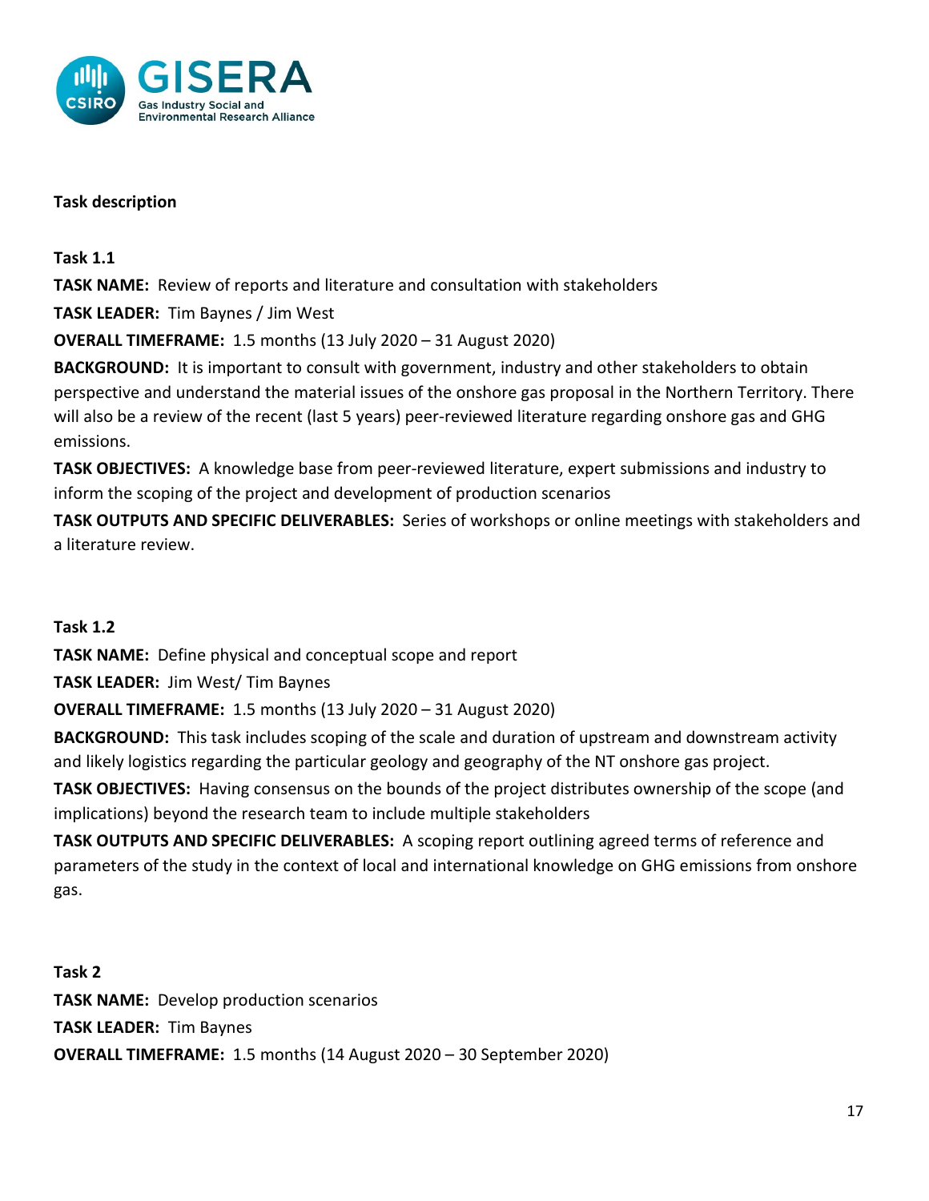**Task description**

**Task 1.1**

**TASK NAME:** Review of reports and literature and consultation with stakeholders

**TASK LEADER:** Tim Baynes / Jim West

**OVERALL TIMEFRAME:** 1.5 months (13 July 2020 – 31 August 2020)

**BACKGROUND:** It is important to consult with government, industry and other stakeholders to obtain perspective and understand the material issues of the onshore gas proposal in the Northern Territory. There will also be a review of the recent (last 5 years) peer-reviewed literature regarding onshore gas and GHG emissions.

**TASK OBJECTIVES:** A knowledge base from peer-reviewed literature, expert submissions and industry to inform the scoping of the project and development of production scenarios

**TASK OUTPUTS AND SPECIFIC DELIVERABLES:** Series of workshops or online meetings with stakeholders and a literature review.

**Task 1.2**

**TASK NAME:** Define physical and conceptual scope and report

**TASK LEADER:** Jim West/ Tim Baynes

**OVERALL TIMEFRAME:** 1.5 months (13 July 2020 – 31 August 2020)

**BACKGROUND:** This task includes scoping of the scale and duration of upstream and downstream activity and likely logistics regarding the particular geology and geography of the NT onshore gas project.

**TASK OBJECTIVES:** Having consensus on the bounds of the project distributes ownership of the scope (and implications) beyond the research team to include multiple stakeholders

**TASK OUTPUTS AND SPECIFIC DELIVERABLES:** A scoping report outlining agreed terms of reference and parameters of the study in the context of local and international knowledge on GHG emissions from onshore gas.

**Task 2**

**TASK NAME:** Develop production scenarios

**TASK LEADER:** Tim Baynes

**OVERALL TIMEFRAME:** 1.5 months (14 August 2020 – 30 September 2020)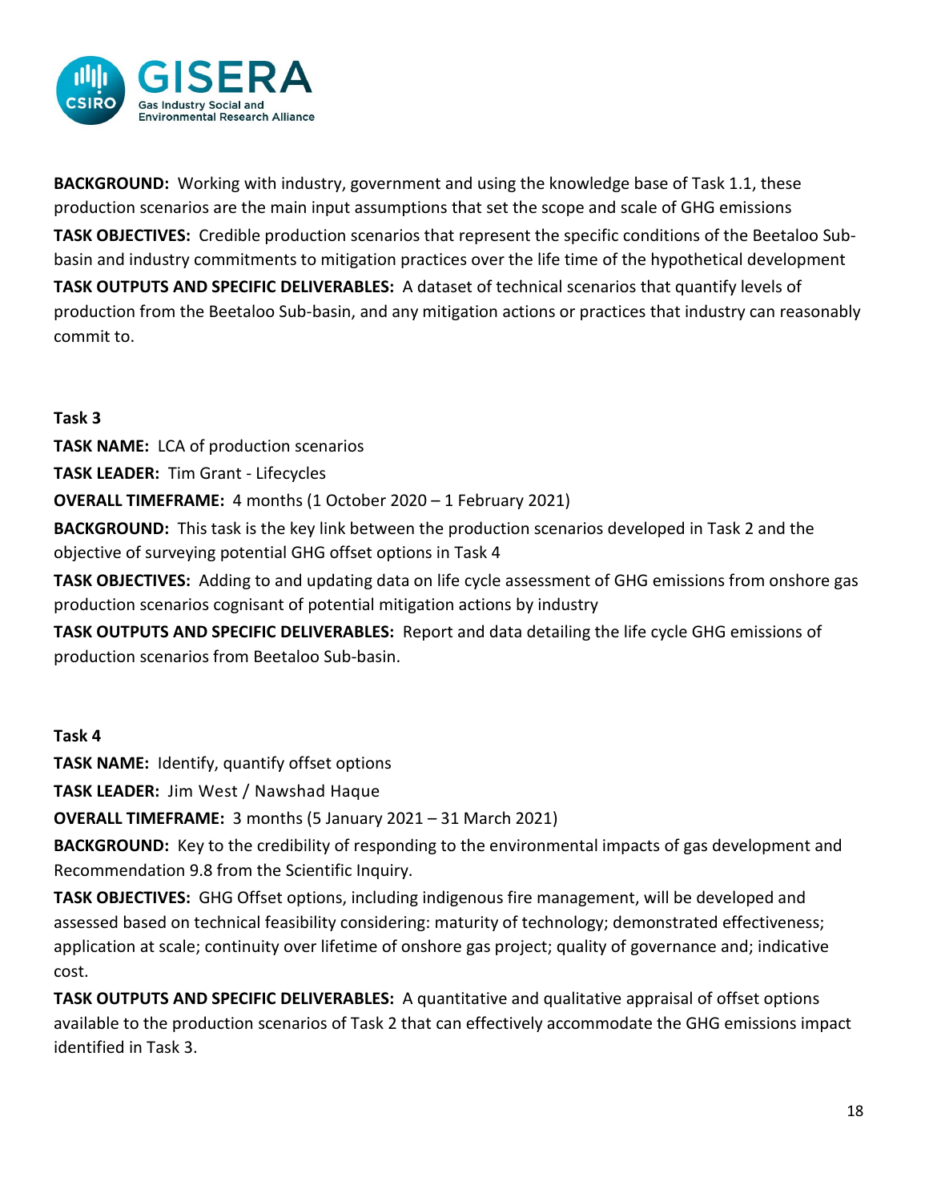**BACKGROUND:** Working with industry, government and using the knowledge base of Task 1.1, these production scenarios are the main input assumptions that set the scope and scale of GHG emissions

**TASK OBJECTIVES:** Credible production scenarios that represent the specific conditions of the Beetaloo Sub-basin and industry commitments to mitigation practices over the life time of the hypothetical development

**TASK OUTPUTS AND SPECIFIC DELIVERABLES:** A dataset of technical scenarios that quantify levels of production from the Beetaloo Sub-basin, and any mitigation actions or practices that industry can reasonably commit to.

**Task 3**

**TASK NAME:** LCA of production scenarios

**TASK LEADER:** Tim Grant - Lifecycles

**OVERALL TIMEFRAME:** 4 months (1 October 2020 – 1 February 2021)

**BACKGROUND:** This task is the key link between the production scenarios developed in Task 2 and the objective of surveying potential GHG offset options in Task 4

**TASK OBJECTIVES:** Adding to and updating data on life cycle assessment of GHG emissions from onshore gas production scenarios cognisant of potential mitigation actions by industry

**TASK OUTPUTS AND SPECIFIC DELIVERABLES:** Report and data detailing the life cycle GHG emissions of production scenarios from Beetaloo Sub-basin.

**Task 4**

**TASK NAME:** Identify, quantify offset options

**TASK LEADER:** Jim West / Nawshad Haque

**OVERALL TIMEFRAME:** 3 months (5 January 2021 – 31 March 2021)

**BACKGROUND:** Key to the credibility of responding to the environmental impacts of gas development and Recommendation 9.8 from the Scientific Inquiry.

**TASK OBJECTIVES:** GHG Offset options, including indigenous fire management, will be developed and assessed based on technical feasibility considering: maturity of technology; demonstrated effectiveness; application at scale; continuity over lifetime of onshore gas project; quality of governance and; indicative cost.

**TASK OUTPUTS AND SPECIFIC DELIVERABLES:** A quantitative and qualitative appraisal of offset options available to the production scenarios of Task 2 that can effectively accommodate the GHG emissions impact identified in Task 3.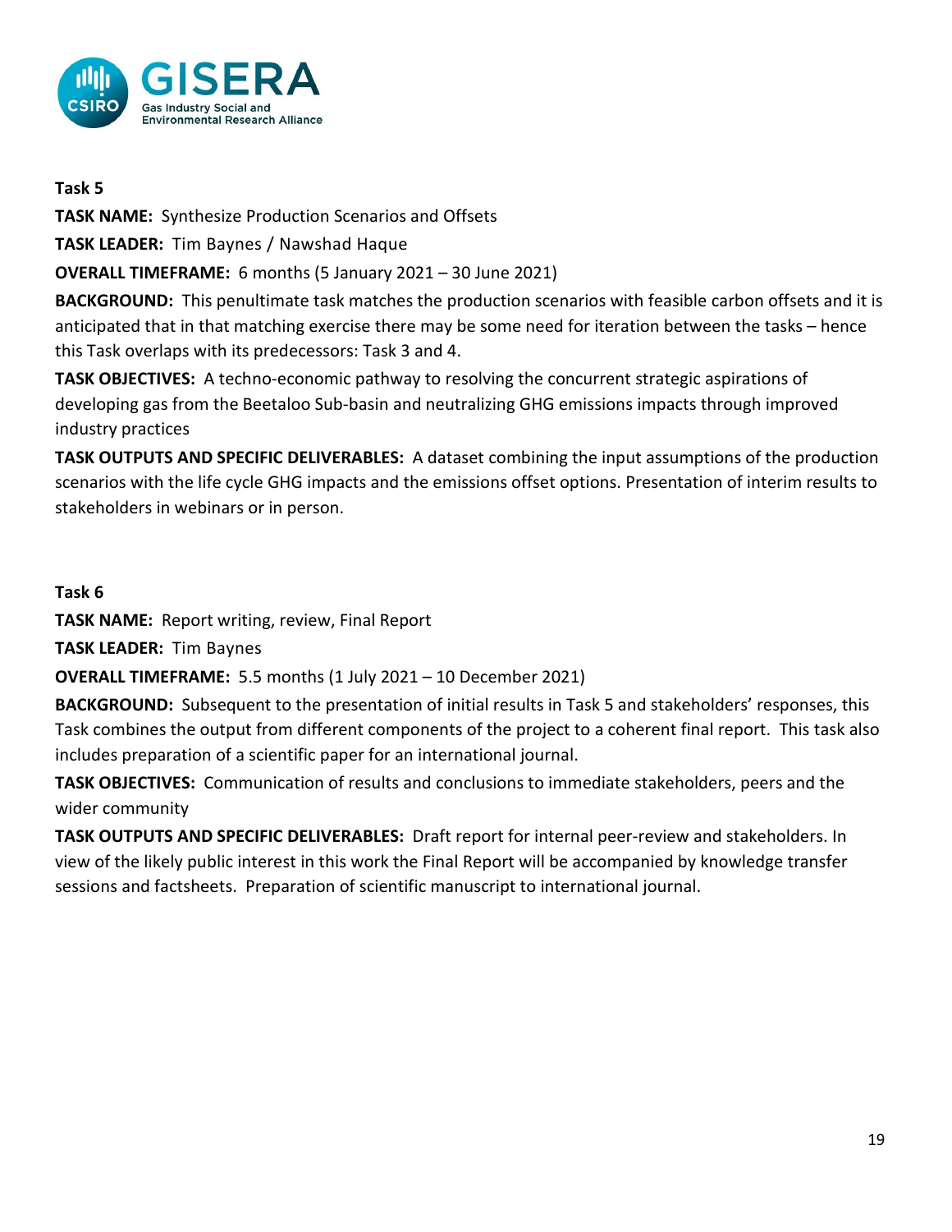**Task 5**

**TASK NAME:** Synthesize Production Scenarios and Offsets

**TASK LEADER:** Tim Baynes / Nawshad Haque

**OVERALL TIMEFRAME:** 6 months (5 January 2021 – 30 June 2021)

**BACKGROUND:** This penultimate task matches the production scenarios with feasible carbon offsets and it is anticipated that in that matching exercise there may be some need for iteration between the tasks – hence this Task overlaps with its predecessors: Task 3 and 4.

**TASK OBJECTIVES:** A techno-economic pathway to resolving the concurrent strategic aspirations of developing gas from the Beetaloo Sub-basin and neutralizing GHG emissions impacts through improved industry practices

**TASK OUTPUTS AND SPECIFIC DELIVERABLES:** A dataset combining the input assumptions of the production scenarios with the life cycle GHG impacts and the emissions offset options. Presentation of interim results to stakeholders in webinars or in person.

**Task 6**

**TASK NAME:** Report writing, review, Final Report

**TASK LEADER:** Tim Baynes

**OVERALL TIMEFRAME:** 5.5 months (1 July 2021 – 10 December 2021)

**BACKGROUND:** Subsequent to the presentation of initial results in Task 5 and stakeholders' responses, this Task combines the output from different components of the project to a coherent final report. This task also includes preparation of a scientific paper for an international journal.

**TASK OBJECTIVES:** Communication of results and conclusions to immediate stakeholders, peers and the wider community

**TASK OUTPUTS AND SPECIFIC DELIVERABLES:** Draft report for internal peer-review and stakeholders. In view of the likely public interest in this work the Final Report will be accompanied by knowledge transfer sessions and factsheets. Preparation of scientific manuscript to international journal.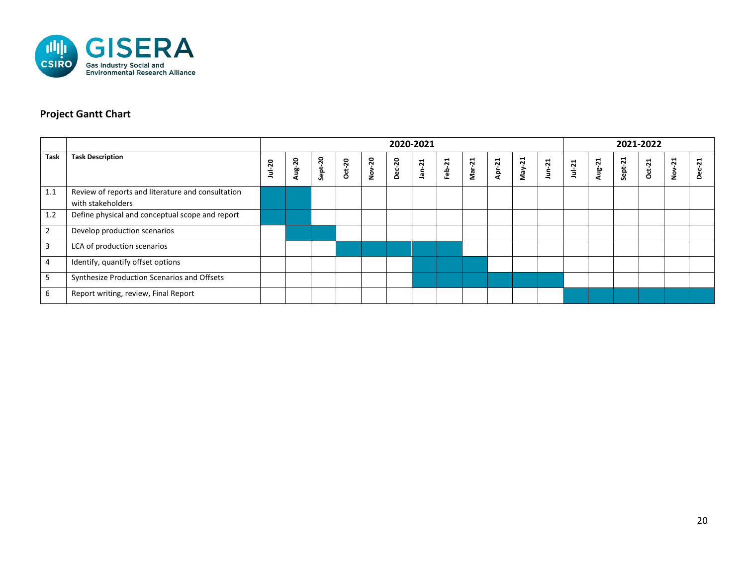**Project Gantt Chart**

| | | 2020-2021 | | | | | | | | | | | | 2021-2022 | | | | | |
|---|---|---|---|---|---|---|---|---|---|---|---|---|---|---|---|---|---|---|---|
| **Task** | **Task Description** | **Jul-20** | **Aug-20** | **Sept-20** | **Oct-20** | **Nov-20** | **Dec-20** | **Jan-21** | **Feb-21** | **Mar-21** | **Apr-21** | **May-21** | **Jun-21** | **Jul-21** | **Aug-21** | **Sept-21** | **Oct-21** | **Nov-21** | **Dec-21** |
| 1.1 | Review of reports and literature and consultation with stakeholders | ■ | ■ | | | | | | | | | | | | | | | | |
| 1.2 | Define physical and conceptual scope and report | ■ | ■ | | | | | | | | | | | | | | | | |
| 2 | Develop production scenarios | | ■ | ■ | | | | | | | | | | | | | | | |
| 3 | LCA of production scenarios | | | | ■ | ■ | ■ | ■ | ■ | | | | | | | | | | |
| 4 | Identify, quantify offset options | | | | | | | ■ | ■ | ■ | | | | | | | | | |
| 5 | Synthesize Production Scenarios and Offsets | | | | | | | ■ | ■ | ■ | ■ | ■ | ■ | | | | | | |
| 6 | Report writing, review, Final Report | | | | | | | | | | | | | ■ | ■ | ■ | ■ | ■ | ■ |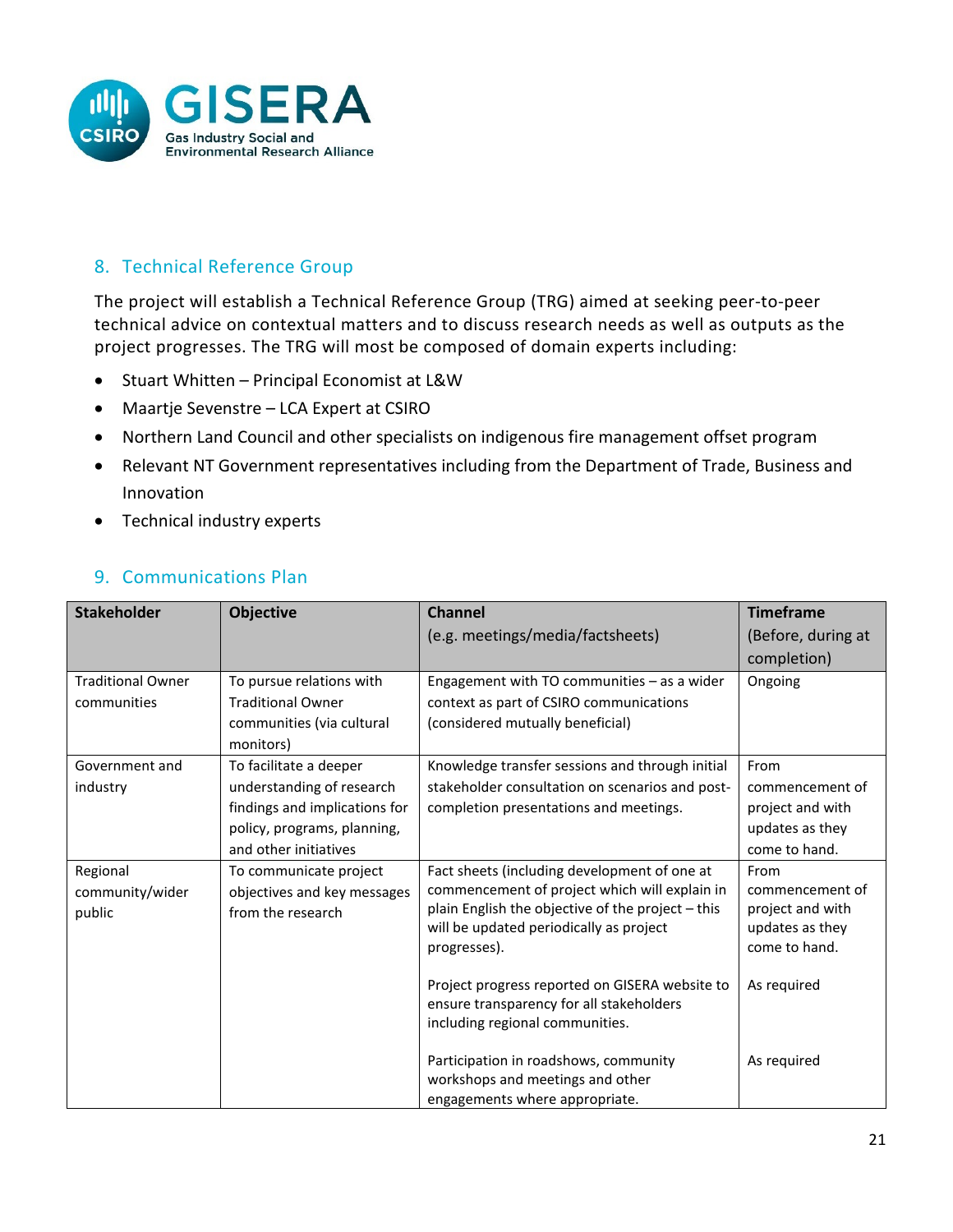## 8. Technical Reference Group

The project will establish a Technical Reference Group (TRG) aimed at seeking peer-to-peer technical advice on contextual matters and to discuss research needs as well as outputs as the project progresses. The TRG will most be composed of domain experts including:

- Stuart Whitten – Principal Economist at L&W
- Maartje Sevenstre – LCA Expert at CSIRO
- Northern Land Council and other specialists on indigenous fire management offset program
- Relevant NT Government representatives including from the Department of Trade, Business and Innovation
- Technical industry experts

## 9. Communications Plan

| **Stakeholder** | **Objective** | **Channel** (e.g. meetings/media/factsheets) | **Timeframe** (Before, during at completion) |
|---|---|---|---|
| Traditional Owner communities | To pursue relations with Traditional Owner communities (via cultural monitors) | Engagement with TO communities – as a wider context as part of CSIRO communications (considered mutually beneficial) | Ongoing |
| Government and industry | To facilitate a deeper understanding of research findings and implications for policy, programs, planning, and other initiatives | Knowledge transfer sessions and through initial stakeholder consultation on scenarios and post-completion presentations and meetings. | From commencement of project and with updates as they come to hand. |
| Regional community/wider public | To communicate project objectives and key messages from the research | Fact sheets (including development of one at commencement of project which will explain in plain English the objective of the project – this will be updated periodically as project progresses). | From commencement of project and with updates as they come to hand. |
| | | Project progress reported on GISERA website to ensure transparency for all stakeholders including regional communities. | As required |
| | | Participation in roadshows, community workshops and meetings and other engagements where appropriate. | As required |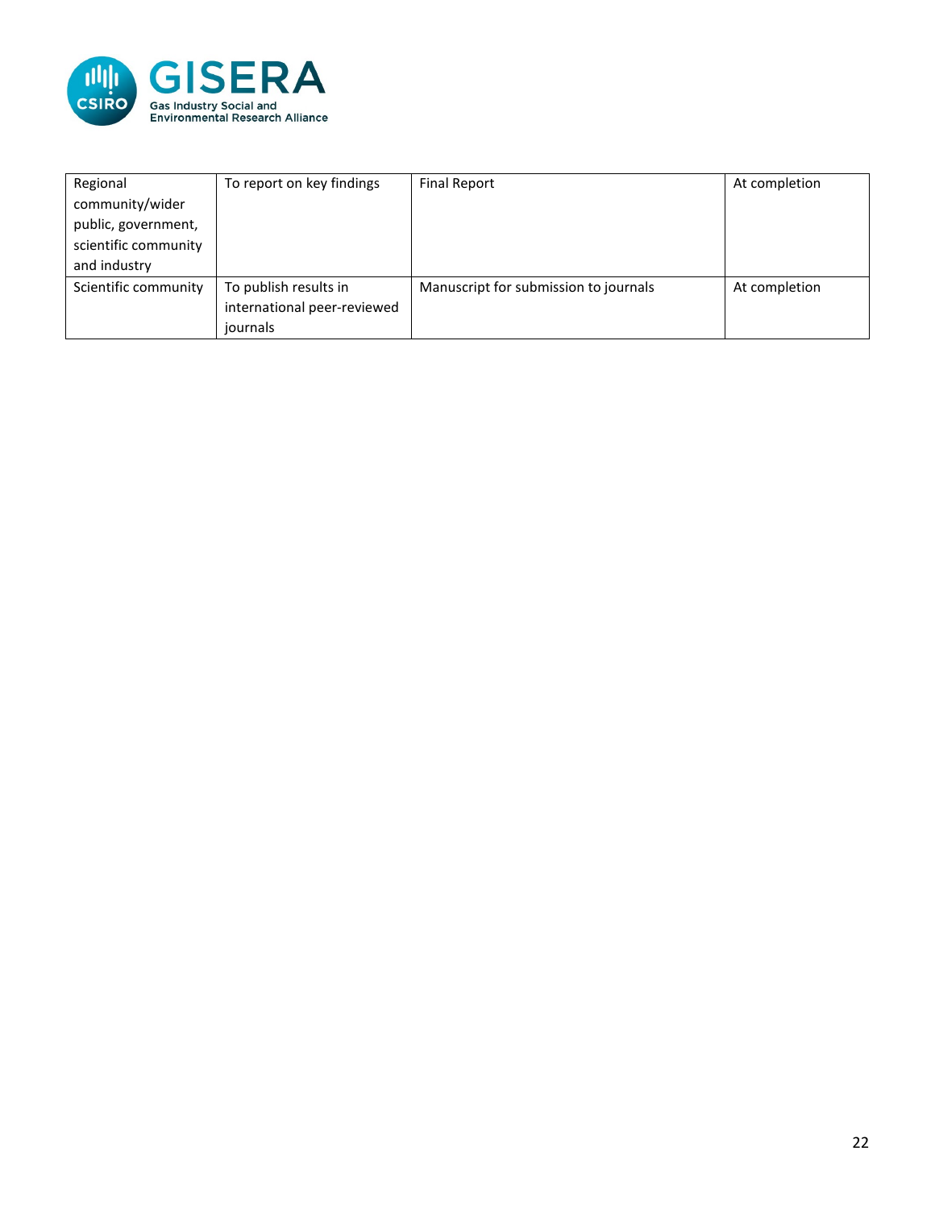| | | | |
|---|---|---|---|
| Regional community/wider public, government, scientific community and industry | To report on key findings | Final Report | At completion |
| Scientific community | To publish results in international peer-reviewed journals | Manuscript for submission to journals | At completion |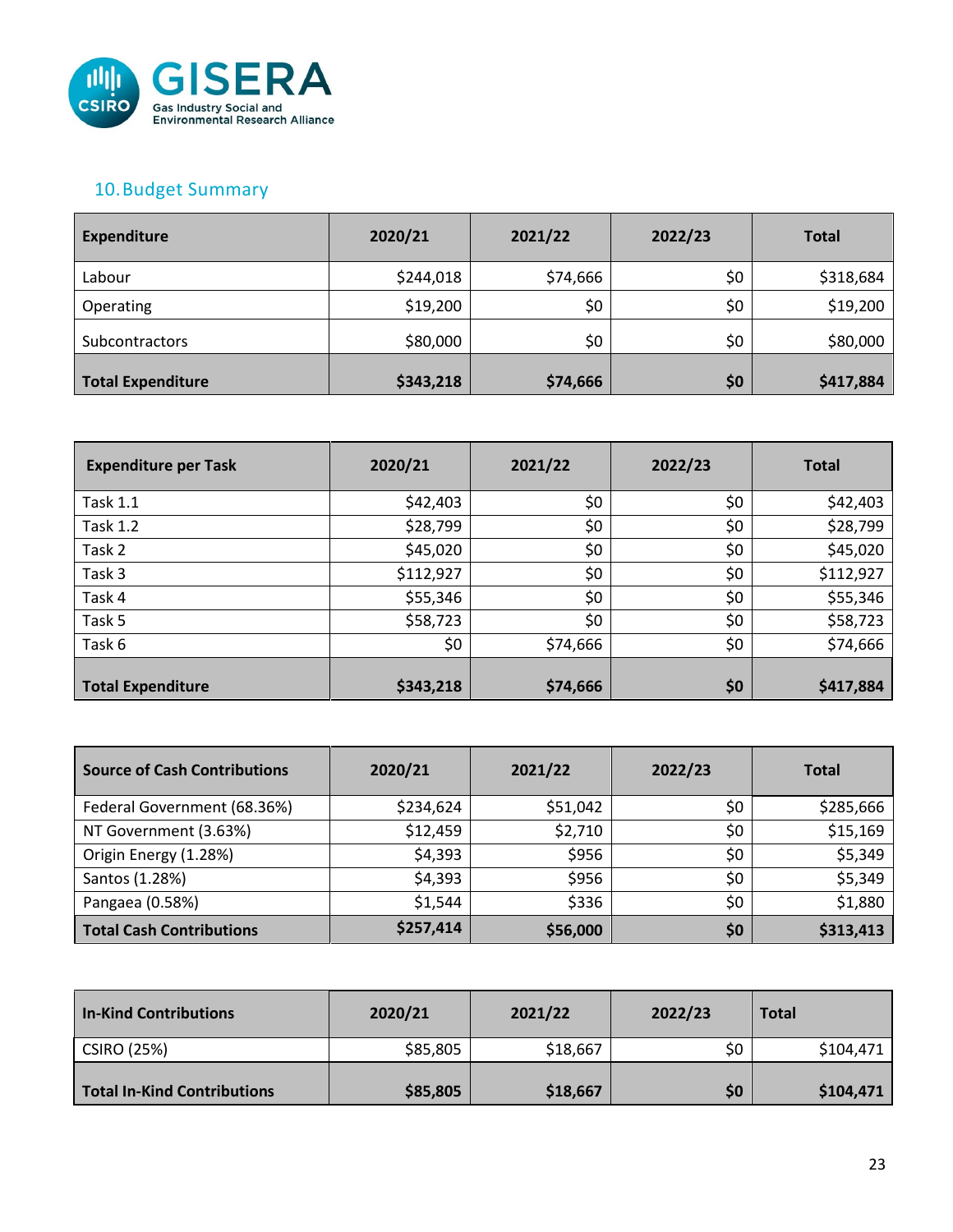## 10. Budget Summary

| Expenditure | 2020/21 | 2021/22 | 2022/23 | Total |
|---|---|---|---|---|
| Labour | $244,018 | $74,666 | $0 | $318,684 |
| Operating | $19,200 | $0 | $0 | $19,200 |
| Subcontractors | $80,000 | $0 | $0 | $80,000 |
| **Total Expenditure** | **$343,218** | **$74,666** | **$0** | **$417,884** |

| Expenditure per Task | 2020/21 | 2021/22 | 2022/23 | Total |
|---|---|---|---|---|
| Task 1.1 | $42,403 | $0 | $0 | $42,403 |
| Task 1.2 | $28,799 | $0 | $0 | $28,799 |
| Task 2 | $45,020 | $0 | $0 | $45,020 |
| Task 3 | $112,927 | $0 | $0 | $112,927 |
| Task 4 | $55,346 | $0 | $0 | $55,346 |
| Task 5 | $58,723 | $0 | $0 | $58,723 |
| Task 6 | $0 | $74,666 | $0 | $74,666 |
| **Total Expenditure** | **$343,218** | **$74,666** | **$0** | **$417,884** |

| Source of Cash Contributions | 2020/21 | 2021/22 | 2022/23 | Total |
|---|---|---|---|---|
| Federal Government (68.36%) | $234,624 | $51,042 | $0 | $285,666 |
| NT Government (3.63%) | $12,459 | $2,710 | $0 | $15,169 |
| Origin Energy (1.28%) | $4,393 | $956 | $0 | $5,349 |
| Santos (1.28%) | $4,393 | $956 | $0 | $5,349 |
| Pangaea (0.58%) | $1,544 | $336 | $0 | $1,880 |
| **Total Cash Contributions** | **$257,414** | **$56,000** | **$0** | **$313,413** |

| In-Kind Contributions | 2020/21 | 2021/22 | 2022/23 | Total |
|---|---|---|---|---|
| CSIRO (25%) | $85,805 | $18,667 | $0 | $104,471 |
| **Total In-Kind Contributions** | **$85,805** | **$18,667** | **$0** | **$104,471** |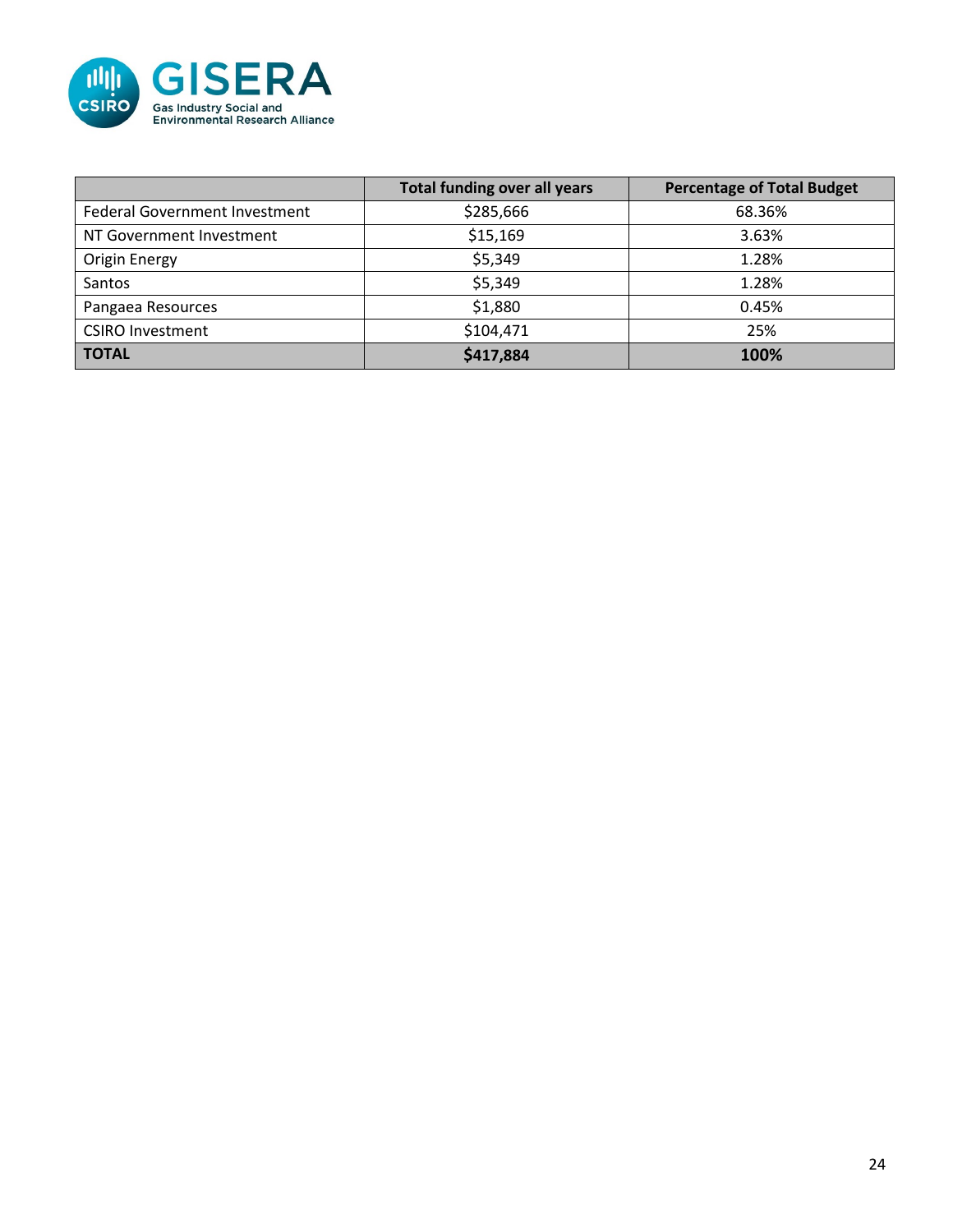| | Total funding over all years | Percentage of Total Budget |
|---|---|---|
| Federal Government Investment | $285,666 | 68.36% |
| NT Government Investment | $15,169 | 3.63% |
| Origin Energy | $5,349 | 1.28% |
| Santos | $5,349 | 1.28% |
| Pangaea Resources | $1,880 | 0.45% |
| CSIRO Investment | $104,471 | 25% |
| **TOTAL** | **$417,884** | **100%** |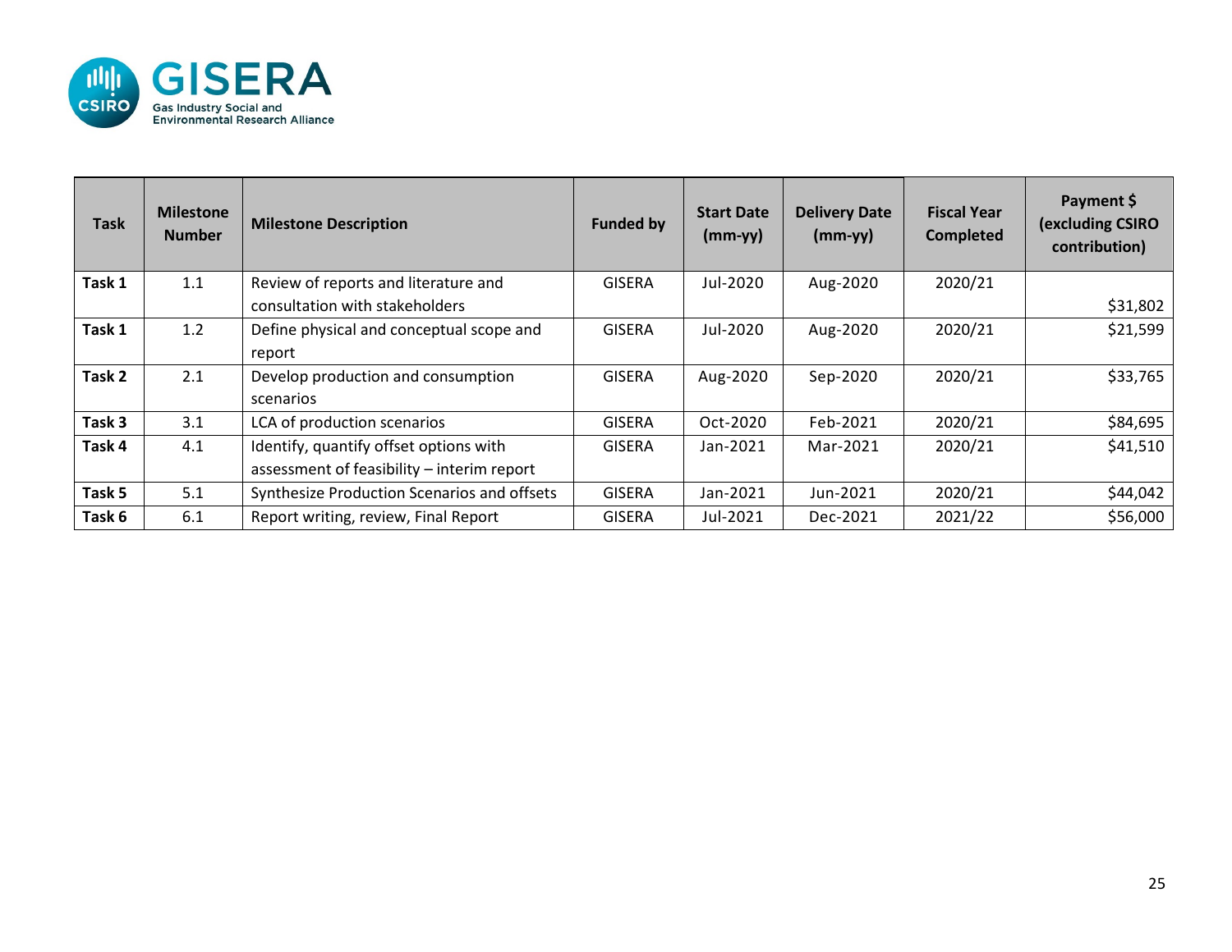| Task | Milestone Number | Milestone Description | Funded by | Start Date (mm-yy) | Delivery Date (mm-yy) | Fiscal Year Completed | Payment $ (excluding CSIRO contribution) |
|---|---|---|---|---|---|---|---|
| **Task 1** | 1.1 | Review of reports and literature and consultation with stakeholders | GISERA | Jul-2020 | Aug-2020 | 2020/21 | $31,802 |
| **Task 1** | 1.2 | Define physical and conceptual scope and report | GISERA | Jul-2020 | Aug-2020 | 2020/21 | $21,599 |
| **Task 2** | 2.1 | Develop production and consumption scenarios | GISERA | Aug-2020 | Sep-2020 | 2020/21 | $33,765 |
| **Task 3** | 3.1 | LCA of production scenarios | GISERA | Oct-2020 | Feb-2021 | 2020/21 | $84,695 |
| **Task 4** | 4.1 | Identify, quantify offset options with assessment of feasibility – interim report | GISERA | Jan-2021 | Mar-2021 | 2020/21 | $41,510 |
| **Task 5** | 5.1 | Synthesize Production Scenarios and offsets | GISERA | Jan-2021 | Jun-2021 | 2020/21 | $44,042 |
| **Task 6** | 6.1 | Report writing, review, Final Report | GISERA | Jul-2021 | Dec-2021 | 2021/22 | $56,000 |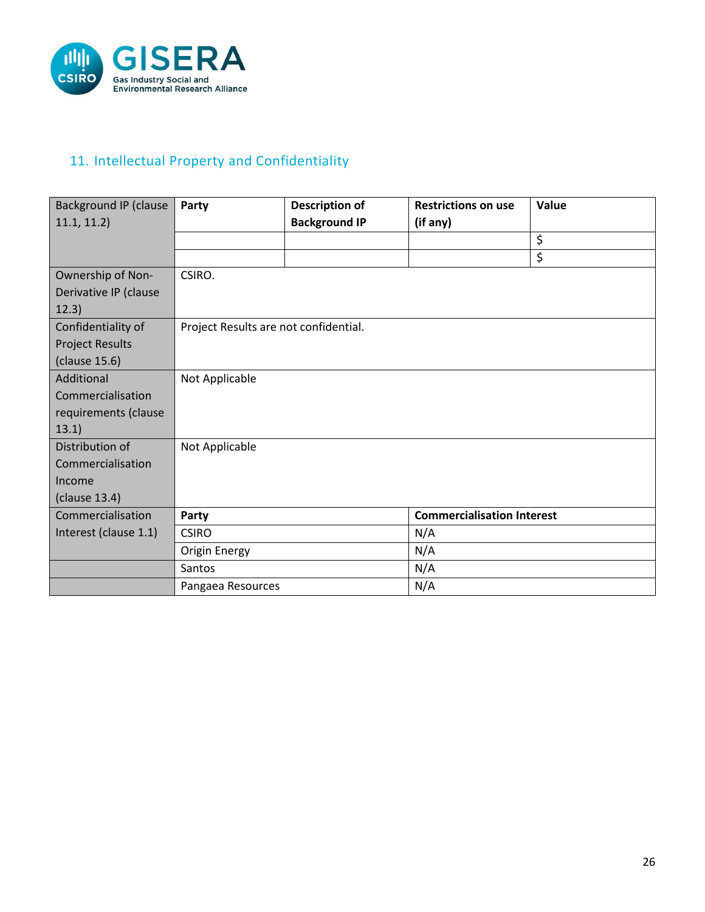## 11. Intellectual Property and Confidentiality

| | | | | |
|---|---|---|---|---|
| Background IP (clause 11.1, 11.2) | **Party** | **Description of Background IP** | **Restrictions on use (if any)** | **Value** |
| | | | | $ |
| | | | | $ |
| Ownership of Non-Derivative IP (clause 12.3) | CSIRO. | | | |
| Confidentiality of Project Results (clause 15.6) | Project Results are not confidential. | | | |
| Additional Commercialisation requirements (clause 13.1) | Not Applicable | | | |
| Distribution of Commercialisation Income (clause 13.4) | Not Applicable | | | |
| Commercialisation Interest (clause 1.1) | **Party** | | **Commercialisation Interest** | |
| | CSIRO | | N/A | |
| | Origin Energy | | N/A | |
| | Santos | | N/A | |
| | Pangaea Resources | | N/A | |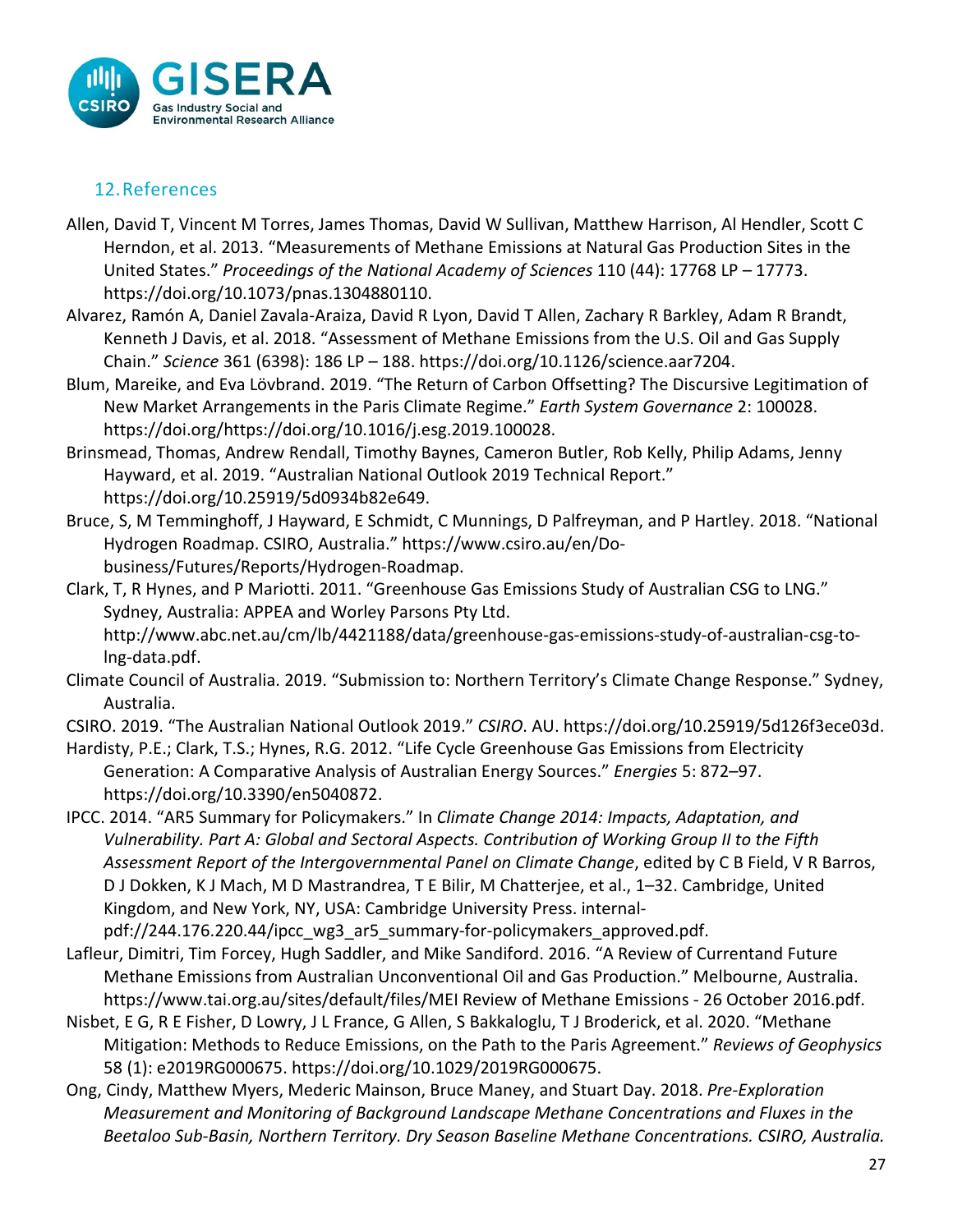## 12. References

Allen, David T, Vincent M Torres, James Thomas, David W Sullivan, Matthew Harrison, Al Hendler, Scott C Herndon, et al. 2013. "Measurements of Methane Emissions at Natural Gas Production Sites in the United States." *Proceedings of the National Academy of Sciences* 110 (44): 17768 LP – 17773. https://doi.org/10.1073/pnas.1304880110.

Alvarez, Ramón A, Daniel Zavala-Araiza, David R Lyon, David T Allen, Zachary R Barkley, Adam R Brandt, Kenneth J Davis, et al. 2018. "Assessment of Methane Emissions from the U.S. Oil and Gas Supply Chain." *Science* 361 (6398): 186 LP – 188. https://doi.org/10.1126/science.aar7204.

Blum, Mareike, and Eva Lövbrand. 2019. "The Return of Carbon Offsetting? The Discursive Legitimation of New Market Arrangements in the Paris Climate Regime." *Earth System Governance* 2: 100028. https://doi.org/https://doi.org/10.1016/j.esg.2019.100028.

Brinsmead, Thomas, Andrew Rendall, Timothy Baynes, Cameron Butler, Rob Kelly, Philip Adams, Jenny Hayward, et al. 2019. "Australian National Outlook 2019 Technical Report." https://doi.org/10.25919/5d0934b82e649.

Bruce, S, M Temminghoff, J Hayward, E Schmidt, C Munnings, D Palfreyman, and P Hartley. 2018. "National Hydrogen Roadmap. CSIRO, Australia." https://www.csiro.au/en/Do-business/Futures/Reports/Hydrogen-Roadmap.

Clark, T, R Hynes, and P Mariotti. 2011. "Greenhouse Gas Emissions Study of Australian CSG to LNG." Sydney, Australia: APPEA and Worley Parsons Pty Ltd. http://www.abc.net.au/cm/lb/4421188/data/greenhouse-gas-emissions-study-of-australian-csg-to-lng-data.pdf.

Climate Council of Australia. 2019. "Submission to: Northern Territory's Climate Change Response." Sydney, Australia.

CSIRO. 2019. "The Australian National Outlook 2019." *CSIRO*. AU. https://doi.org/10.25919/5d126f3ece03d.

Hardisty, P.E.; Clark, T.S.; Hynes, R.G. 2012. "Life Cycle Greenhouse Gas Emissions from Electricity Generation: A Comparative Analysis of Australian Energy Sources." *Energies* 5: 872–97. https://doi.org/10.3390/en5040872.

IPCC. 2014. "AR5 Summary for Policymakers." In *Climate Change 2014: Impacts, Adaptation, and Vulnerability. Part A: Global and Sectoral Aspects. Contribution of Working Group II to the Fifth Assessment Report of the Intergovernmental Panel on Climate Change*, edited by C B Field, V R Barros, D J Dokken, K J Mach, M D Mastrandrea, T E Bilir, M Chatterjee, et al., 1–32. Cambridge, United Kingdom, and New York, NY, USA: Cambridge University Press. internal-pdf://244.176.220.44/ipcc_wg3_ar5_summary-for-policymakers_approved.pdf.

Lafleur, Dimitri, Tim Forcey, Hugh Saddler, and Mike Sandiford. 2016. "A Review of Currentand Future Methane Emissions from Australian Unconventional Oil and Gas Production." Melbourne, Australia. https://www.tai.org.au/sites/default/files/MEI Review of Methane Emissions - 26 October 2016.pdf.

Nisbet, E G, R E Fisher, D Lowry, J L France, G Allen, S Bakkaloglu, T J Broderick, et al. 2020. "Methane Mitigation: Methods to Reduce Emissions, on the Path to the Paris Agreement." *Reviews of Geophysics* 58 (1): e2019RG000675. https://doi.org/10.1029/2019RG000675.

Ong, Cindy, Matthew Myers, Mederic Mainson, Bruce Maney, and Stuart Day. 2018. *Pre-Exploration Measurement and Monitoring of Background Landscape Methane Concentrations and Fluxes in the Beetaloo Sub-Basin, Northern Territory. Dry Season Baseline Methane Concentrations. CSIRO, Australia.*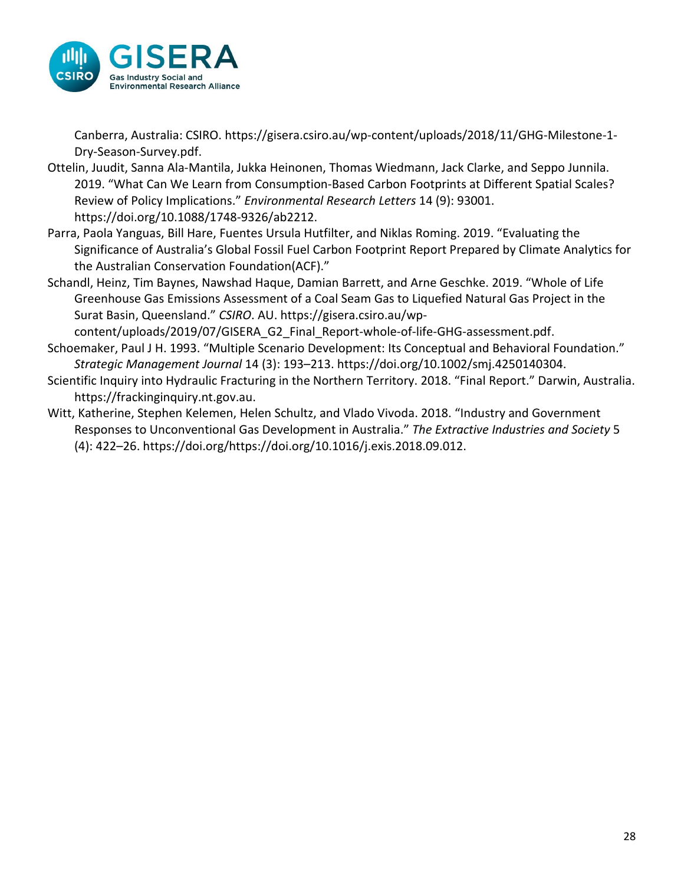Canberra, Australia: CSIRO. https://gisera.csiro.au/wp-content/uploads/2018/11/GHG-Milestone-1-Dry-Season-Survey.pdf.

Ottelin, Juudit, Sanna Ala-Mantila, Jukka Heinonen, Thomas Wiedmann, Jack Clarke, and Seppo Junnila. 2019. "What Can We Learn from Consumption-Based Carbon Footprints at Different Spatial Scales? Review of Policy Implications." *Environmental Research Letters* 14 (9): 93001. https://doi.org/10.1088/1748-9326/ab2212.

Parra, Paola Yanguas, Bill Hare, Fuentes Ursula Hutfilter, and Niklas Roming. 2019. "Evaluating the Significance of Australia's Global Fossil Fuel Carbon Footprint Report Prepared by Climate Analytics for the Australian Conservation Foundation(ACF)."

Schandl, Heinz, Tim Baynes, Nawshad Haque, Damian Barrett, and Arne Geschke. 2019. "Whole of Life Greenhouse Gas Emissions Assessment of a Coal Seam Gas to Liquefied Natural Gas Project in the Surat Basin, Queensland." *CSIRO*. AU. https://gisera.csiro.au/wp-content/uploads/2019/07/GISERA_G2_Final_Report-whole-of-life-GHG-assessment.pdf.

Schoemaker, Paul J H. 1993. "Multiple Scenario Development: Its Conceptual and Behavioral Foundation." *Strategic Management Journal* 14 (3): 193–213. https://doi.org/10.1002/smj.4250140304.

Scientific Inquiry into Hydraulic Fracturing in the Northern Territory. 2018. "Final Report." Darwin, Australia. https://frackinginquiry.nt.gov.au.

Witt, Katherine, Stephen Kelemen, Helen Schultz, and Vlado Vivoda. 2018. "Industry and Government Responses to Unconventional Gas Development in Australia." *The Extractive Industries and Society* 5 (4): 422–26. https://doi.org/https://doi.org/10.1016/j.exis.2018.09.012.